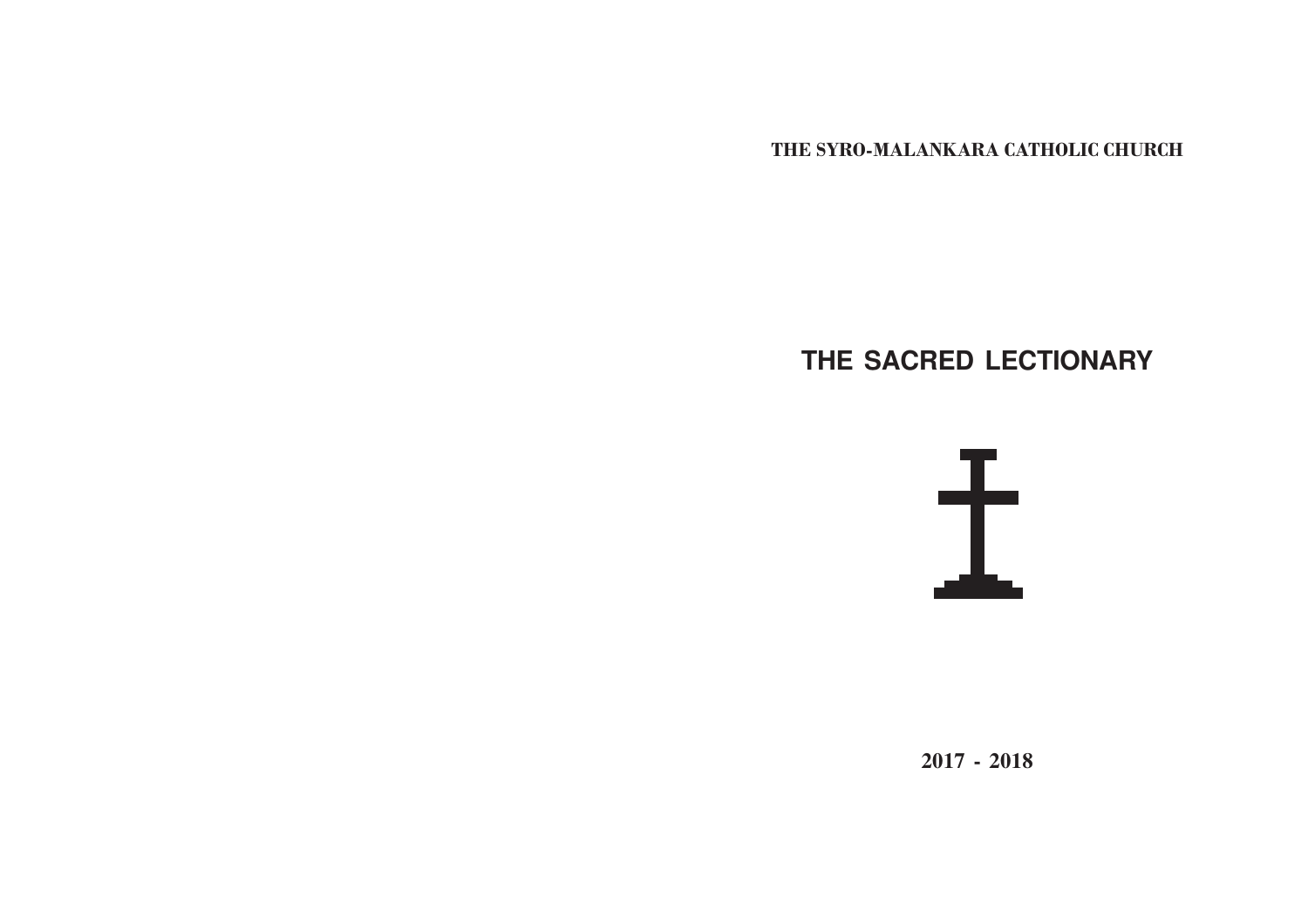**THE SYRO-MALANKARA CATHOLIC CHURCH**

# THE SACRED LECTIONARY

**2017 - 2018**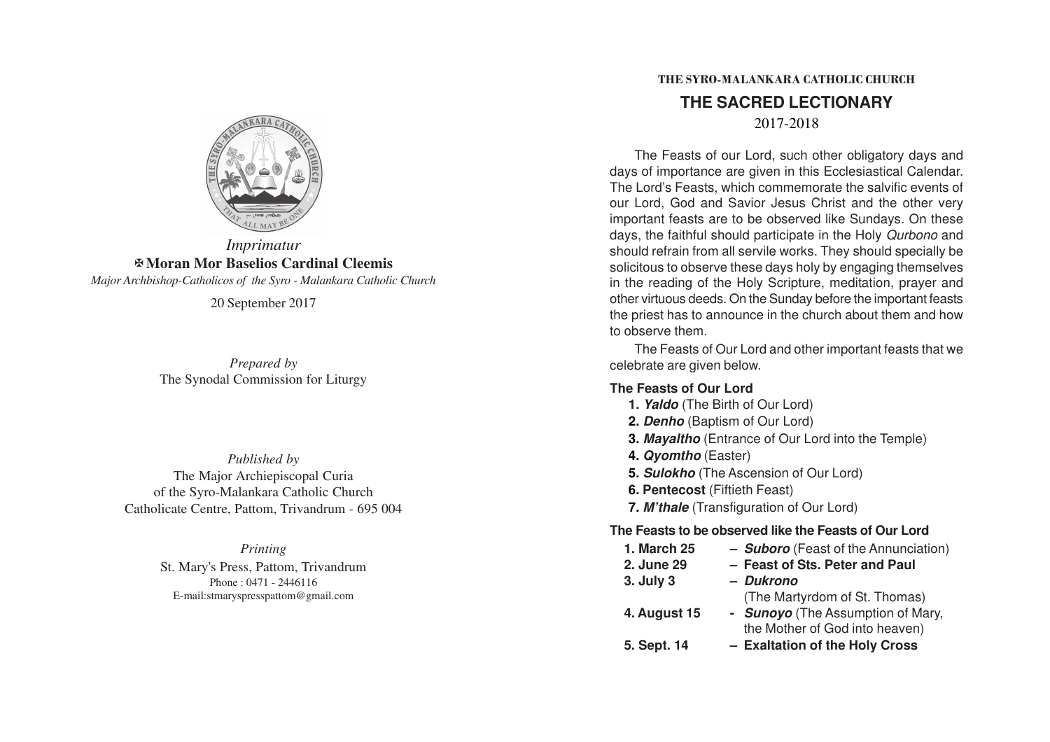*Imprimatur*

✠ **Moran Mor Baselios Cardinal Cleemis**

*Major Archbishop-Catholicos of the Syro - Malankara Catholic Church*

20 September 2017

*Prepared by*
The Synodal Commission for Liturgy

*Published by*
The Major Archiepiscopal Curia
of the Syro-Malankara Catholic Church
Catholicate Centre, Pattom, Trivandrum - 695 004

*Printing*
St. Mary's Press, Pattom, Trivandrum
Phone : 0471 - 2446116
E-mail:stmaryspresspattom@gmail.com

**THE SYRO-MALANKARA CATHOLIC CHURCH**

# THE SACRED LECTIONARY

2017-2018

The Feasts of our Lord, such other obligatory days and days of importance are given in this Ecclesiastical Calendar. The Lord's Feasts, which commemorate the salvific events of our Lord, God and Savior Jesus Christ and the other very important feasts are to be observed like Sundays. On these days, the faithful should participate in the Holy *Qurbono* and should refrain from all servile works. They should specially be solicitous to observe these days holy by engaging themselves in the reading of the Holy Scripture, meditation, prayer and other virtuous deeds. On the Sunday before the important feasts the priest has to announce in the church about them and how to observe them.

The Feasts of Our Lord and other important feasts that we celebrate are given below.

### The Feasts of Our Lord

1. ***Yaldo*** (The Birth of Our Lord)
2. ***Denho*** (Baptism of Our Lord)
3. ***Mayaltho*** (Entrance of Our Lord into the Temple)
4. ***Qyomtho*** (Easter)
5. ***Sulokho*** (The Ascension of Our Lord)
6. **Pentecost** (Fiftieth Feast)
7. ***M'thale*** (Transfiguration of Our Lord)

### The Feasts to be observed like the Feasts of Our Lord

1. **March 25** – ***Suboro*** (Feast of the Annunciation)
2. **June 29** – **Feast of Sts. Peter and Paul**
3. **July 3** – ***Dukrono*** (The Martyrdom of St. Thomas)
4. **August 15** - ***Sunoyo*** (The Assumption of Mary, the Mother of God into heaven)
5. **Sept. 14** – **Exaltation of the Holy Cross**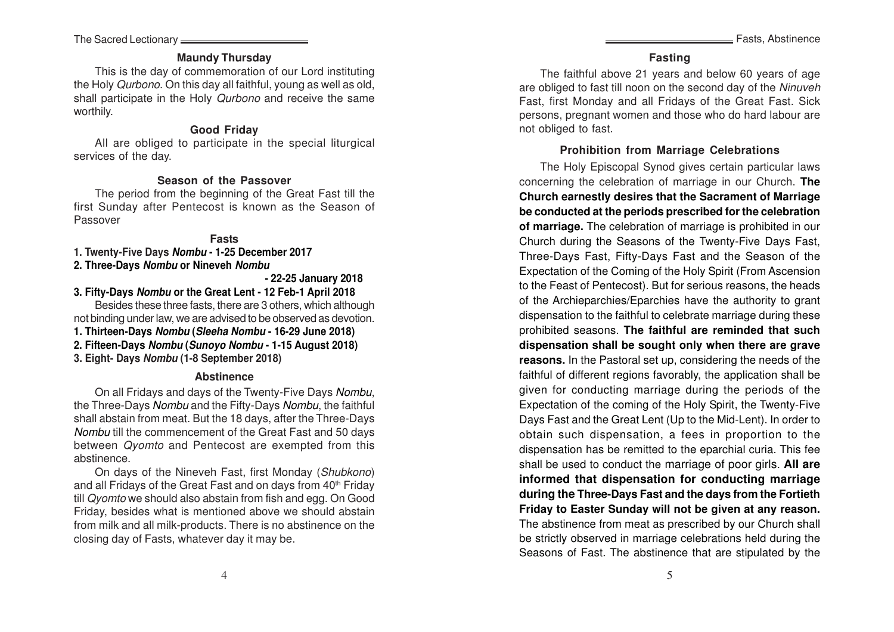### Maundy Thursday

This is the day of commemoration of our Lord instituting the Holy *Qurbono*. On this day all faithful, young as well as old, shall participate in the Holy *Qurbono* and receive the same worthily.

### Good Friday

All are obliged to participate in the special liturgical services of the day.

### Season of the Passover

The period from the beginning of the Great Fast till the first Sunday after Pentecost is known as the Season of Passover

### Fasts

**1. Twenty-Five Days *Nombu* - 1-25 December 2017**

**2. Three-Days *Nombu* or Nineveh *Nombu* - 22-25 January 2018**

**3. Fifty-Days *Nombu* or the Great Lent - 12 Feb-1 April 2018**

Besides these three fasts, there are 3 others, which although not binding under law, we are advised to be observed as devotion.

**1. Thirteen-Days *Nombu* (*Sleeha Nombu* - 16-29 June 2018)**

**2. Fifteen-Days *Nombu* (*Sunoyo Nombu* - 1-15 August 2018)**

**3. Eight- Days *Nombu* (1-8 September 2018)**

### Abstinence

On all Fridays and days of the Twenty-Five Days *Nombu*, the Three-Days *Nombu* and the Fifty-Days *Nombu*, the faithful shall abstain from meat. But the 18 days, after the Three-Days *Nombu* till the commencement of the Great Fast and 50 days between *Qyomto* and Pentecost are exempted from this abstinence.

On days of the Nineveh Fast, first Monday (*Shubkono*) and all Fridays of the Great Fast and on days from 40th Friday till *Qyomto* we should also abstain from fish and egg. On Good Friday, besides what is mentioned above we should abstain from milk and all milk-products. There is no abstinence on the closing day of Fasts, whatever day it may be.

### Fasting

The faithful above 21 years and below 60 years of age are obliged to fast till noon on the second day of the *Ninuveh* Fast, first Monday and all Fridays of the Great Fast. Sick persons, pregnant women and those who do hard labour are not obliged to fast.

### Prohibition from Marriage Celebrations

The Holy Episcopal Synod gives certain particular laws concerning the celebration of marriage in our Church. **The Church earnestly desires that the Sacrament of Marriage be conducted at the periods prescribed for the celebration of marriage.** The celebration of marriage is prohibited in our Church during the Seasons of the Twenty-Five Days Fast, Three-Days Fast, Fifty-Days Fast and the Season of the Expectation of the Coming of the Holy Spirit (From Ascension to the Feast of Pentecost). But for serious reasons, the heads of the Archieparchies/Eparchies have the authority to grant dispensation to the faithful to celebrate marriage during these prohibited seasons. **The faithful are reminded that such dispensation shall be sought only when there are grave reasons.** In the Pastoral set up, considering the needs of the faithful of different regions favorably, the application shall be given for conducting marriage during the periods of the Expectation of the coming of the Holy Spirit, the Twenty-Five Days Fast and the Great Lent (Up to the Mid-Lent). In order to obtain such dispensation, a fees in proportion to the dispensation has be remitted to the eparchial curia. This fee shall be used to conduct the marriage of poor girls. **All are informed that dispensation for conducting marriage during the Three-Days Fast and the days from the Fortieth Friday to Easter Sunday will not be given at any reason.** The abstinence from meat as prescribed by our Church shall be strictly observed in marriage celebrations held during the Seasons of Fast. The abstinence that are stipulated by the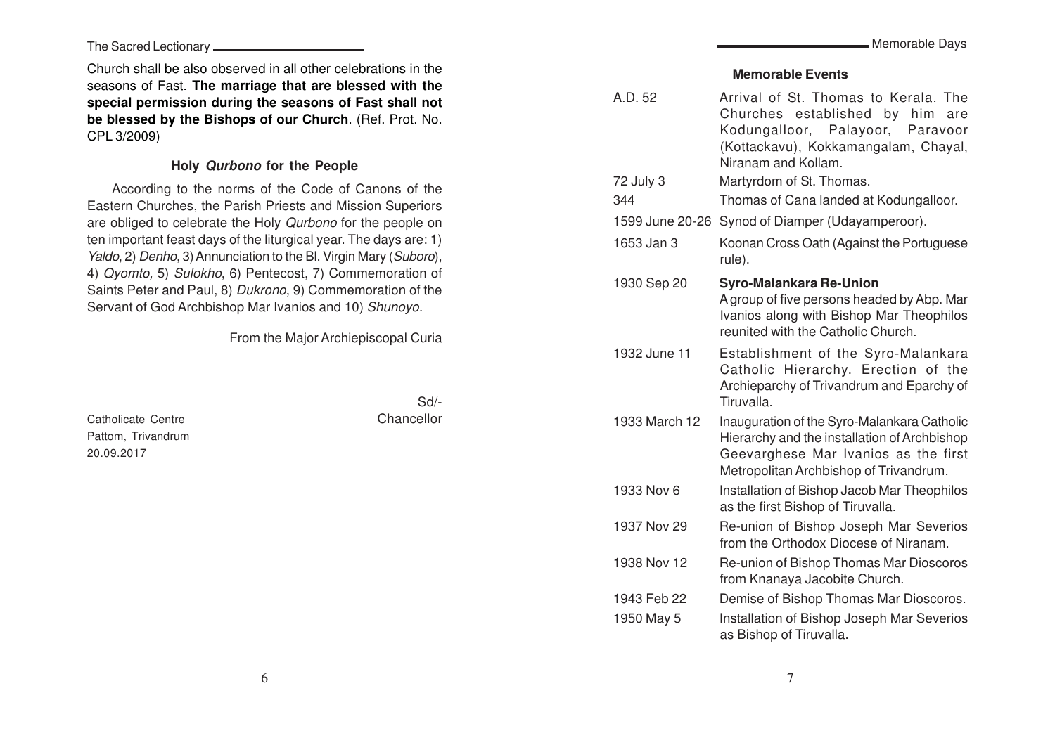Church shall be also observed in all other celebrations in the seasons of Fast. **The marriage that are blessed with the special permission during the seasons of Fast shall not be blessed by the Bishops of our Church**. (Ref. Prot. No. CPL 3/2009)

### Holy *Qurbono* for the People

According to the norms of the Code of Canons of the Eastern Churches, the Parish Priests and Mission Superiors are obliged to celebrate the Holy *Qurbono* for the people on ten important feast days of the liturgical year. The days are: 1) *Yaldo*, 2) *Denho*, 3) Annunciation to the Bl. Virgin Mary (*Suboro*), 4) *Qyomto,* 5) *Sulokho*, 6) Pentecost, 7) Commemoration of Saints Peter and Paul, 8) *Dukrono*, 9) Commemoration of the Servant of God Archbishop Mar Ivanios and 10) *Shunoyo*.

From the Major Archiepiscopal Curia

Sd/-
Chancellor

Catholicate Centre
Pattom, Trivandrum
20.09.2017

### Memorable Events

| | |
|---|---|
| A.D. 52 | Arrival of St. Thomas to Kerala. The Churches established by him are Kodungalloor, Palayoor, Paravoor (Kottackavu), Kokkamangalam, Chayal, Niranam and Kollam. |
| 72 July 3 | Martyrdom of St. Thomas. |
| 344 | Thomas of Cana landed at Kodungalloor. |
| 1599 June 20-26 | Synod of Diamper (Udayamperoor). |
| 1653 Jan 3 | Koonan Cross Oath (Against the Portuguese rule). |
| 1930 Sep 20 | **Syro-Malankara Re-Union** A group of five persons headed by Abp. Mar Ivanios along with Bishop Mar Theophilos reunited with the Catholic Church. |
| 1932 June 11 | Establishment of the Syro-Malankara Catholic Hierarchy. Erection of the Archieparchy of Trivandrum and Eparchy of Tiruvalla. |
| 1933 March 12 | Inauguration of the Syro-Malankara Catholic Hierarchy and the installation of Archbishop Geevarghese Mar Ivanios as the first Metropolitan Archbishop of Trivandrum. |
| 1933 Nov 6 | Installation of Bishop Jacob Mar Theophilos as the first Bishop of Tiruvalla. |
| 1937 Nov 29 | Re-union of Bishop Joseph Mar Severios from the Orthodox Diocese of Niranam. |
| 1938 Nov 12 | Re-union of Bishop Thomas Mar Dioscoros from Knanaya Jacobite Church. |
| 1943 Feb 22 | Demise of Bishop Thomas Mar Dioscoros. |
| 1950 May 5 | Installation of Bishop Joseph Mar Severios as Bishop of Tiruvalla. |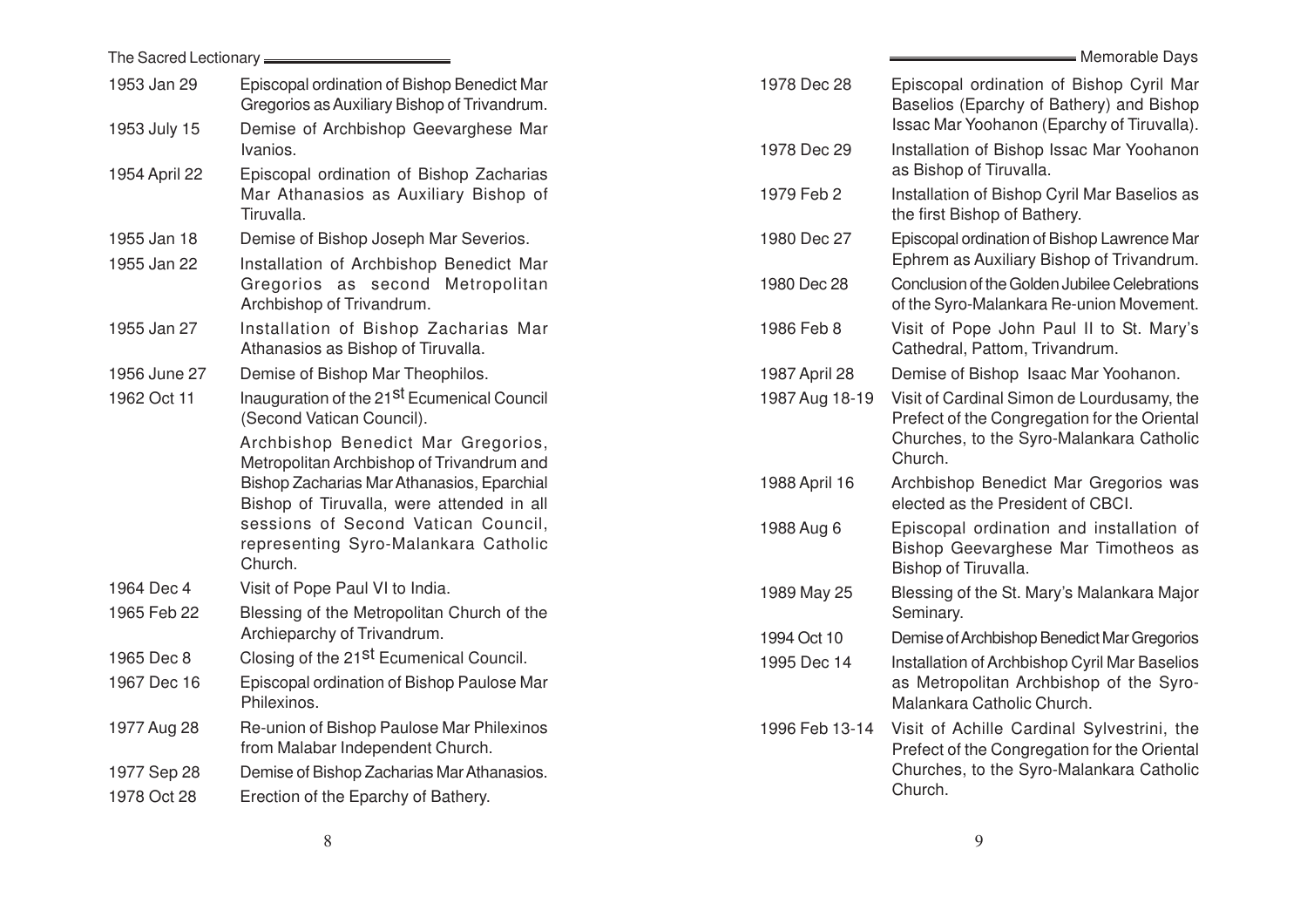| | |
|---|---|
| 1953 Jan 29 | Episcopal ordination of Bishop Benedict Mar Gregorios as Auxiliary Bishop of Trivandrum. |
| 1953 July 15 | Demise of Archbishop Geevarghese Mar Ivanios. |
| 1954 April 22 | Episcopal ordination of Bishop Zacharias Mar Athanasios as Auxiliary Bishop of Tiruvalla. |
| 1955 Jan 18 | Demise of Bishop Joseph Mar Severios. |
| 1955 Jan 22 | Installation of Archbishop Benedict Mar Gregorios as second Metropolitan Archbishop of Trivandrum. |
| 1955 Jan 27 | Installation of Bishop Zacharias Mar Athanasios as Bishop of Tiruvalla. |
| 1956 June 27 | Demise of Bishop Mar Theophilos. |
| 1962 Oct 11 | Inauguration of the 21st Ecumenical Council (Second Vatican Council). Archbishop Benedict Mar Gregorios, Metropolitan Archbishop of Trivandrum and Bishop Zacharias Mar Athanasios, Eparchial Bishop of Tiruvalla, were attended in all sessions of Second Vatican Council, representing Syro-Malankara Catholic Church. |
| 1964 Dec 4 | Visit of Pope Paul VI to India. |
| 1965 Feb 22 | Blessing of the Metropolitan Church of the Archieparchy of Trivandrum. |
| 1965 Dec 8 | Closing of the 21st Ecumenical Council. |
| 1967 Dec 16 | Episcopal ordination of Bishop Paulose Mar Philexinos. |
| 1977 Aug 28 | Re-union of Bishop Paulose Mar Philexinos from Malabar Independent Church. |
| 1977 Sep 28 | Demise of Bishop Zacharias Mar Athanasios. |
| 1978 Oct 28 | Erection of the Eparchy of Bathery. |
| 1978 Dec 28 | Episcopal ordination of Bishop Cyril Mar Baselios (Eparchy of Bathery) and Bishop Issac Mar Yoohanon (Eparchy of Tiruvalla). |
| 1978 Dec 29 | Installation of Bishop Issac Mar Yoohanon as Bishop of Tiruvalla. |
| 1979 Feb 2 | Installation of Bishop Cyril Mar Baselios as the first Bishop of Bathery. |
| 1980 Dec 27 | Episcopal ordination of Bishop Lawrence Mar Ephrem as Auxiliary Bishop of Trivandrum. |
| 1980 Dec 28 | Conclusion of the Golden Jubilee Celebrations of the Syro-Malankara Re-union Movement. |
| 1986 Feb 8 | Visit of Pope John Paul II to St. Mary's Cathedral, Pattom, Trivandrum. |
| 1987 April 28 | Demise of Bishop Isaac Mar Yoohanon. |
| 1987 Aug 18-19 | Visit of Cardinal Simon de Lourdusamy, the Prefect of the Congregation for the Oriental Churches, to the Syro-Malankara Catholic Church. |
| 1988 April 16 | Archbishop Benedict Mar Gregorios was elected as the President of CBCI. |
| 1988 Aug 6 | Episcopal ordination and installation of Bishop Geevarghese Mar Timotheos as Bishop of Tiruvalla. |
| 1989 May 25 | Blessing of the St. Mary's Malankara Major Seminary. |
| 1994 Oct 10 | Demise of Archbishop Benedict Mar Gregorios |
| 1995 Dec 14 | Installation of Archbishop Cyril Mar Baselios as Metropolitan Archbishop of the Syro-Malankara Catholic Church. |
| 1996 Feb 13-14 | Visit of Achille Cardinal Sylvestrini, the Prefect of the Congregation for the Oriental Churches, to the Syro-Malankara Catholic Church. |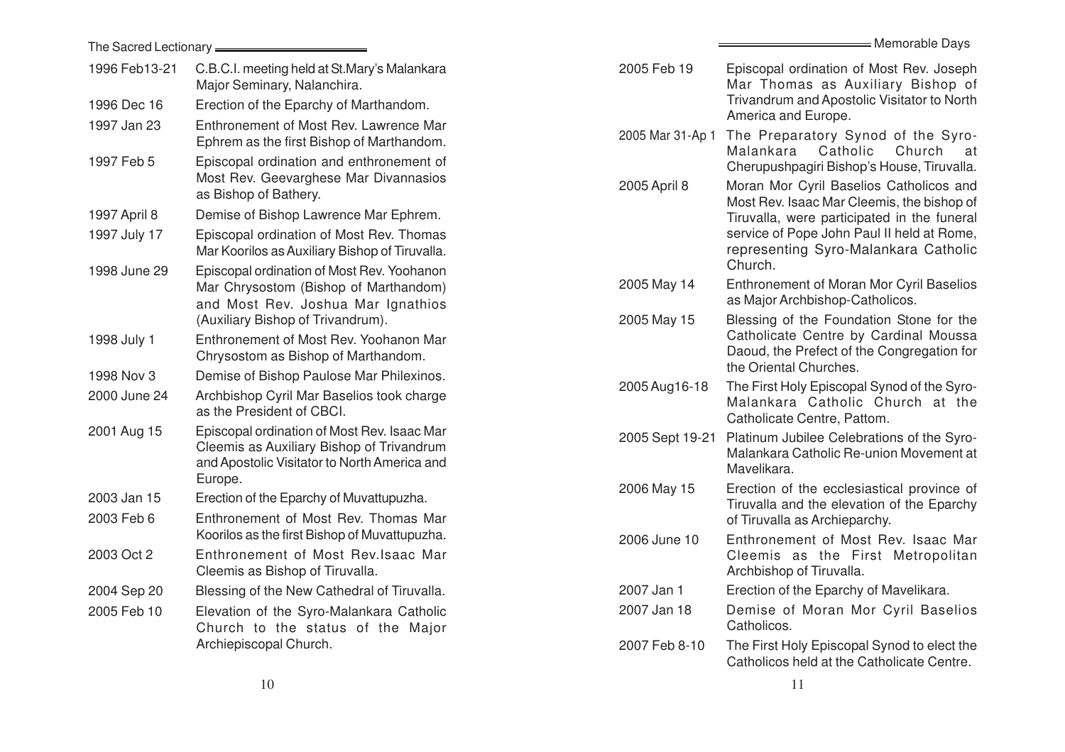| | |
|---|---|
| 1996 Feb13-21 | C.B.C.I. meeting held at St.Mary's Malankara Major Seminary, Nalanchira. |
| 1996 Dec 16 | Erection of the Eparchy of Marthandom. |
| 1997 Jan 23 | Enthronement of Most Rev. Lawrence Mar Ephrem as the first Bishop of Marthandom. |
| 1997 Feb 5 | Episcopal ordination and enthronement of Most Rev. Geevarghese Mar Divannasios as Bishop of Bathery. |
| 1997 April 8 | Demise of Bishop Lawrence Mar Ephrem. |
| 1997 July 17 | Episcopal ordination of Most Rev. Thomas Mar Koorilos as Auxiliary Bishop of Tiruvalla. |
| 1998 June 29 | Episcopal ordination of Most Rev. Yoohanon Mar Chrysostom (Bishop of Marthandom) and Most Rev. Joshua Mar Ignathios (Auxiliary Bishop of Trivandrum). |
| 1998 July 1 | Enthronement of Most Rev. Yoohanon Mar Chrysostom as Bishop of Marthandom. |
| 1998 Nov 3 | Demise of Bishop Paulose Mar Philexinos. |
| 2000 June 24 | Archbishop Cyril Mar Baselios took charge as the President of CBCI. |
| 2001 Aug 15 | Episcopal ordination of Most Rev. Isaac Mar Cleemis as Auxiliary Bishop of Trivandrum and Apostolic Visitator to North America and Europe. |
| 2003 Jan 15 | Erection of the Eparchy of Muvattupuzha. |
| 2003 Feb 6 | Enthronement of Most Rev. Thomas Mar Koorilos as the first Bishop of Muvattupuzha. |
| 2003 Oct 2 | Enthronement of Most Rev.Isaac Mar Cleemis as Bishop of Tiruvalla. |
| 2004 Sep 20 | Blessing of the New Cathedral of Tiruvalla. |
| 2005 Feb 10 | Elevation of the Syro-Malankara Catholic Church to the status of the Major Archiepiscopal Church. |
| 2005 Feb 19 | Episcopal ordination of Most Rev. Joseph Mar Thomas as Auxiliary Bishop of Trivandrum and Apostolic Visitator to North America and Europe. |
| 2005 Mar 31-Ap 1 | The Preparatory Synod of the Syro-Malankara Catholic Church at Cherupushpagiri Bishop's House, Tiruvalla. |
| 2005 April 8 | Moran Mor Cyril Baselios Catholicos and Most Rev. Isaac Mar Cleemis, the bishop of Tiruvalla, were participated in the funeral service of Pope John Paul II held at Rome, representing Syro-Malankara Catholic Church. |
| 2005 May 14 | Enthronement of Moran Mor Cyril Baselios as Major Archbishop-Catholicos. |
| 2005 May 15 | Blessing of the Foundation Stone for the Catholicate Centre by Cardinal Moussa Daoud, the Prefect of the Congregation for the Oriental Churches. |
| 2005 Aug16-18 | The First Holy Episcopal Synod of the Syro-Malankara Catholic Church at the Catholicate Centre, Pattom. |
| 2005 Sept 19-21 | Platinum Jubilee Celebrations of the Syro-Malankara Catholic Re-union Movement at Mavelikara. |
| 2006 May 15 | Erection of the ecclesiastical province of Tiruvalla and the elevation of the Eparchy of Tiruvalla as Archieparchy. |
| 2006 June 10 | Enthronement of Most Rev. Isaac Mar Cleemis as the First Metropolitan Archbishop of Tiruvalla. |
| 2007 Jan 1 | Erection of the Eparchy of Mavelikara. |
| 2007 Jan 18 | Demise of Moran Mor Cyril Baselios Catholicos. |
| 2007 Feb 8-10 | The First Holy Episcopal Synod to elect the Catholicos held at the Catholicate Centre. |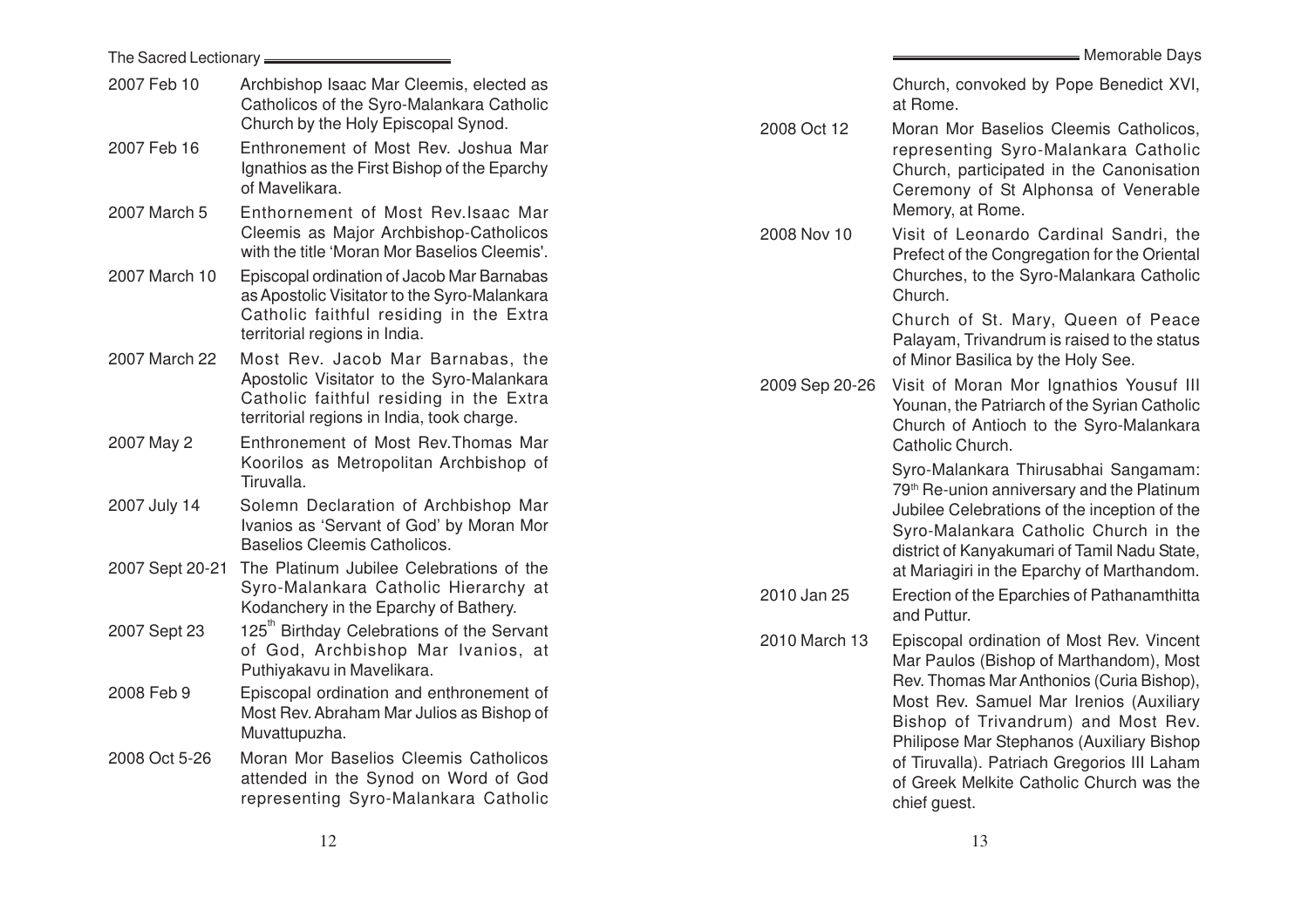2007 Feb 10 — Archbishop Isaac Mar Cleemis, elected as Catholicos of the Syro-Malankara Catholic Church by the Holy Episcopal Synod.

2007 Feb 16 — Enthronement of Most Rev. Joshua Mar Ignathios as the First Bishop of the Eparchy of Mavelikara.

2007 March 5 — Enthornement of Most Rev.Isaac Mar Cleemis as Major Archbishop-Catholicos with the title 'Moran Mor Baselios Cleemis'.

2007 March 10 — Episcopal ordination of Jacob Mar Barnabas as Apostolic Visitator to the Syro-Malankara Catholic faithful residing in the Extra territorial regions in India.

2007 March 22 — Most Rev. Jacob Mar Barnabas, the Apostolic Visitator to the Syro-Malankara Catholic faithful residing in the Extra territorial regions in India, took charge.

2007 May 2 — Enthronement of Most Rev.Thomas Mar Koorilos as Metropolitan Archbishop of Tiruvalla.

2007 July 14 — Solemn Declaration of Archbishop Mar Ivanios as 'Servant of God' by Moran Mor Baselios Cleemis Catholicos.

2007 Sept 20-21 — The Platinum Jubilee Celebrations of the Syro-Malankara Catholic Hierarchy at Kodanchery in the Eparchy of Bathery.

2007 Sept 23 — 125th Birthday Celebrations of the Servant of God, Archbishop Mar Ivanios, at Puthiyakavu in Mavelikara.

2008 Feb 9 — Episcopal ordination and enthronement of Most Rev. Abraham Mar Julios as Bishop of Muvattupuzha.

2008 Oct 5-26 — Moran Mor Baselios Cleemis Catholicos attended in the Synod on Word of God representing Syro-Malankara Catholic Church, convoked by Pope Benedict XVI, at Rome.

2008 Oct 12 — Moran Mor Baselios Cleemis Catholicos, representing Syro-Malankara Catholic Church, participated in the Canonisation Ceremony of St Alphonsa of Venerable Memory, at Rome.

2008 Nov 10 — Visit of Leonardo Cardinal Sandri, the Prefect of the Congregation for the Oriental Churches, to the Syro-Malankara Catholic Church.

Church of St. Mary, Queen of Peace Palayam, Trivandrum is raised to the status of Minor Basilica by the Holy See.

2009 Sep 20-26 — Visit of Moran Mor Ignathios Yousuf III Younan, the Patriarch of the Syrian Catholic Church of Antioch to the Syro-Malankara Catholic Church.

Syro-Malankara Thirusabhai Sangamam: 79th Re-union anniversary and the Platinum Jubilee Celebrations of the inception of the Syro-Malankara Catholic Church in the district of Kanyakumari of Tamil Nadu State, at Mariagiri in the Eparchy of Marthandom.

2010 Jan 25 — Erection of the Eparchies of Pathanamthitta and Puttur.

2010 March 13 — Episcopal ordination of Most Rev. Vincent Mar Paulos (Bishop of Marthandom), Most Rev. Thomas Mar Anthonios (Curia Bishop), Most Rev. Samuel Mar Irenios (Auxiliary Bishop of Trivandrum) and Most Rev. Philipose Mar Stephanos (Auxiliary Bishop of Tiruvalla). Patriach Gregorios III Laham of Greek Melkite Catholic Church was the chief guest.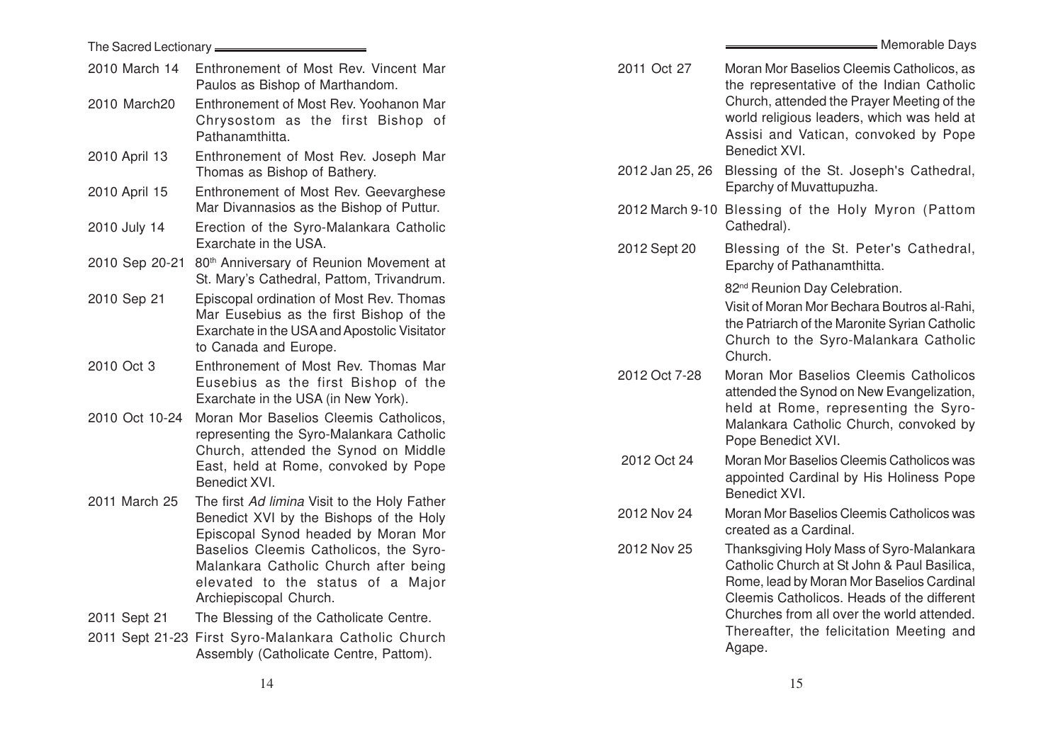| | |
|---|---|
| 2010 March 14 | Enthronement of Most Rev. Vincent Mar Paulos as Bishop of Marthandom. |
| 2010 March20 | Enthronement of Most Rev. Yoohanon Mar Chrysostom as the first Bishop of Pathanamthitta. |
| 2010 April 13 | Enthronement of Most Rev. Joseph Mar Thomas as Bishop of Bathery. |
| 2010 April 15 | Enthronement of Most Rev. Geevarghese Mar Divannasios as the Bishop of Puttur. |
| 2010 July 14 | Erection of the Syro-Malankara Catholic Exarchate in the USA. |
| 2010 Sep 20-21 | 80th Anniversary of Reunion Movement at St. Mary's Cathedral, Pattom, Trivandrum. |
| 2010 Sep 21 | Episcopal ordination of Most Rev. Thomas Mar Eusebius as the first Bishop of the Exarchate in the USA and Apostolic Visitator to Canada and Europe. |
| 2010 Oct 3 | Enthronement of Most Rev. Thomas Mar Eusebius as the first Bishop of the Exarchate in the USA (in New York). |
| 2010 Oct 10-24 | Moran Mor Baselios Cleemis Catholicos, representing the Syro-Malankara Catholic Church, attended the Synod on Middle East, held at Rome, convoked by Pope Benedict XVI. |
| 2011 March 25 | The first *Ad limina* Visit to the Holy Father Benedict XVI by the Bishops of the Holy Episcopal Synod headed by Moran Mor Baselios Cleemis Catholicos, the Syro-Malankara Catholic Church after being elevated to the status of a Major Archiepiscopal Church. |
| 2011 Sept 21 | The Blessing of the Catholicate Centre. |
| 2011 Sept 21-23 | First Syro-Malankara Catholic Church Assembly (Catholicate Centre, Pattom). |
| 2011 Oct 27 | Moran Mor Baselios Cleemis Catholicos, as the representative of the Indian Catholic Church, attended the Prayer Meeting of the world religious leaders, which was held at Assisi and Vatican, convoked by Pope Benedict XVI. |
| 2012 Jan 25, 26 | Blessing of the St. Joseph's Cathedral, Eparchy of Muvattupuzha. |
| 2012 March 9-10 | Blessing of the Holy Myron (Pattom Cathedral). |
| 2012 Sept 20 | Blessing of the St. Peter's Cathedral, Eparchy of Pathanamthitta. |
| | 82nd Reunion Day Celebration. |
| | Visit of Moran Mor Bechara Boutros al-Rahi, the Patriarch of the Maronite Syrian Catholic Church to the Syro-Malankara Catholic Church. |
| 2012 Oct 7-28 | Moran Mor Baselios Cleemis Catholicos attended the Synod on New Evangelization, held at Rome, representing the Syro-Malankara Catholic Church, convoked by Pope Benedict XVI. |
| 2012 Oct 24 | Moran Mor Baselios Cleemis Catholicos was appointed Cardinal by His Holiness Pope Benedict XVI. |
| 2012 Nov 24 | Moran Mor Baselios Cleemis Catholicos was created as a Cardinal. |
| 2012 Nov 25 | Thanksgiving Holy Mass of Syro-Malankara Catholic Church at St John & Paul Basilica, Rome, lead by Moran Mor Baselios Cardinal Cleemis Catholicos. Heads of the different Churches from all over the world attended. Thereafter, the felicitation Meeting and Agape. |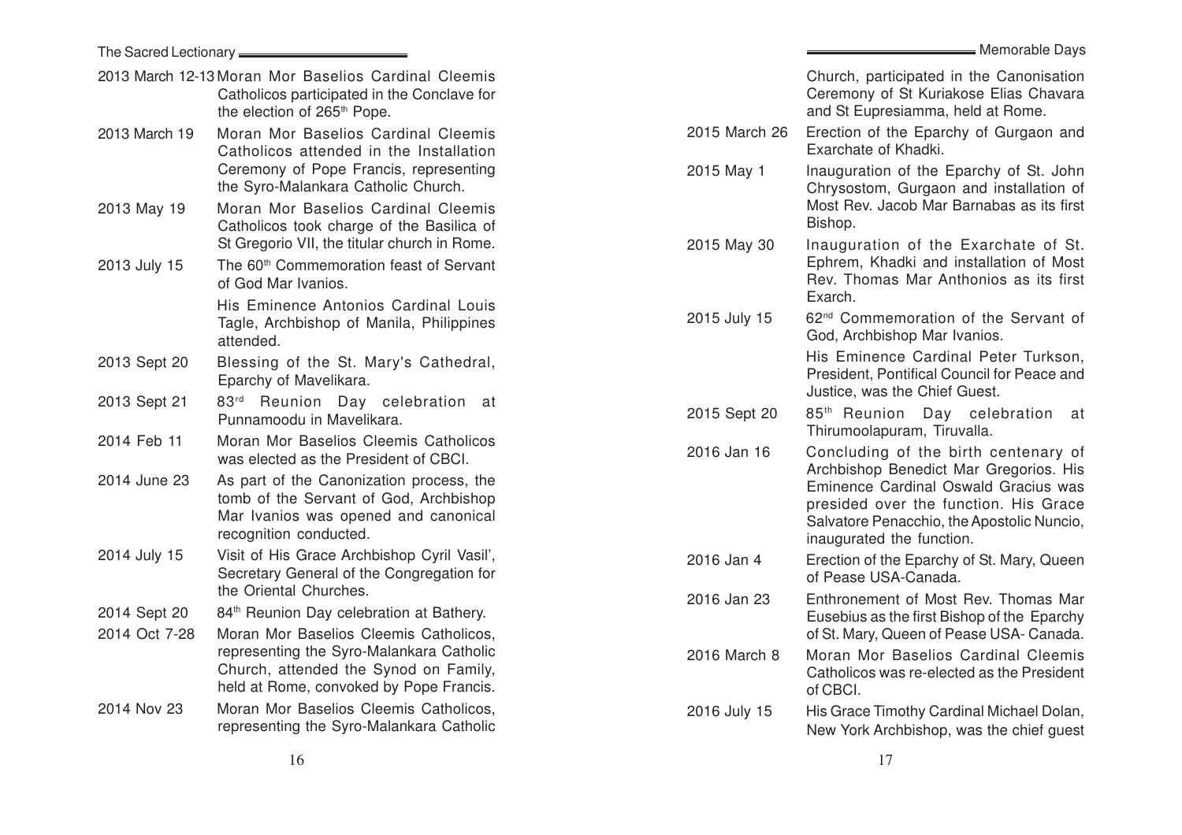| | |
|---|---|
| 2013 March 12-13 | Moran Mor Baselios Cardinal Cleemis Catholicos participated in the Conclave for the election of 265th Pope. |
| 2013 March 19 | Moran Mor Baselios Cardinal Cleemis Catholicos attended in the Installation Ceremony of Pope Francis, representing the Syro-Malankara Catholic Church. |
| 2013 May 19 | Moran Mor Baselios Cardinal Cleemis Catholicos took charge of the Basilica of St Gregorio VII, the titular church in Rome. |
| 2013 July 15 | The 60th Commemoration feast of Servant of God Mar Ivanios. His Eminence Antonios Cardinal Louis Tagle, Archbishop of Manila, Philippines attended. |
| 2013 Sept 20 | Blessing of the St. Mary's Cathedral, Eparchy of Mavelikara. |
| 2013 Sept 21 | 83rd Reunion Day celebration at Punnamoodu in Mavelikara. |
| 2014 Feb 11 | Moran Mor Baselios Cleemis Catholicos was elected as the President of CBCI. |
| 2014 June 23 | As part of the Canonization process, the tomb of the Servant of God, Archbishop Mar Ivanios was opened and canonical recognition conducted. |
| 2014 July 15 | Visit of His Grace Archbishop Cyril Vasil', Secretary General of the Congregation for the Oriental Churches. |
| 2014 Sept 20 | 84th Reunion Day celebration at Bathery. |
| 2014 Oct 7-28 | Moran Mor Baselios Cleemis Catholicos, representing the Syro-Malankara Catholic Church, attended the Synod on Family, held at Rome, convoked by Pope Francis. |
| 2014 Nov 23 | Moran Mor Baselios Cleemis Catholicos, representing the Syro-Malankara Catholic Church, participated in the Canonisation Ceremony of St Kuriakose Elias Chavara and St Eupresiamma, held at Rome. |
| 2015 March 26 | Erection of the Eparchy of Gurgaon and Exarchate of Khadki. |
| 2015 May 1 | Inauguration of the Eparchy of St. John Chrysostom, Gurgaon and installation of Most Rev. Jacob Mar Barnabas as its first Bishop. |
| 2015 May 30 | Inauguration of the Exarchate of St. Ephrem, Khadki and installation of Most Rev. Thomas Mar Anthonios as its first Exarch. |
| 2015 July 15 | 62nd Commemoration of the Servant of God, Archbishop Mar Ivanios. His Eminence Cardinal Peter Turkson, President, Pontifical Council for Peace and Justice, was the Chief Guest. |
| 2015 Sept 20 | 85th Reunion Day celebration at Thirumoolapuram, Tiruvalla. |
| 2016 Jan 16 | Concluding of the birth centenary of Archbishop Benedict Mar Gregorios. His Eminence Cardinal Oswald Gracius was presided over the function. His Grace Salvatore Penacchio, the Apostolic Nuncio, inaugurated the function. |
| 2016 Jan 4 | Erection of the Eparchy of St. Mary, Queen of Pease USA-Canada. |
| 2016 Jan 23 | Enthronement of Most Rev. Thomas Mar Eusebius as the first Bishop of the Eparchy of St. Mary, Queen of Pease USA- Canada. |
| 2016 March 8 | Moran Mor Baselios Cardinal Cleemis Catholicos was re-elected as the President of CBCI. |
| 2016 July 15 | His Grace Timothy Cardinal Michael Dolan, New York Archbishop, was the chief guest |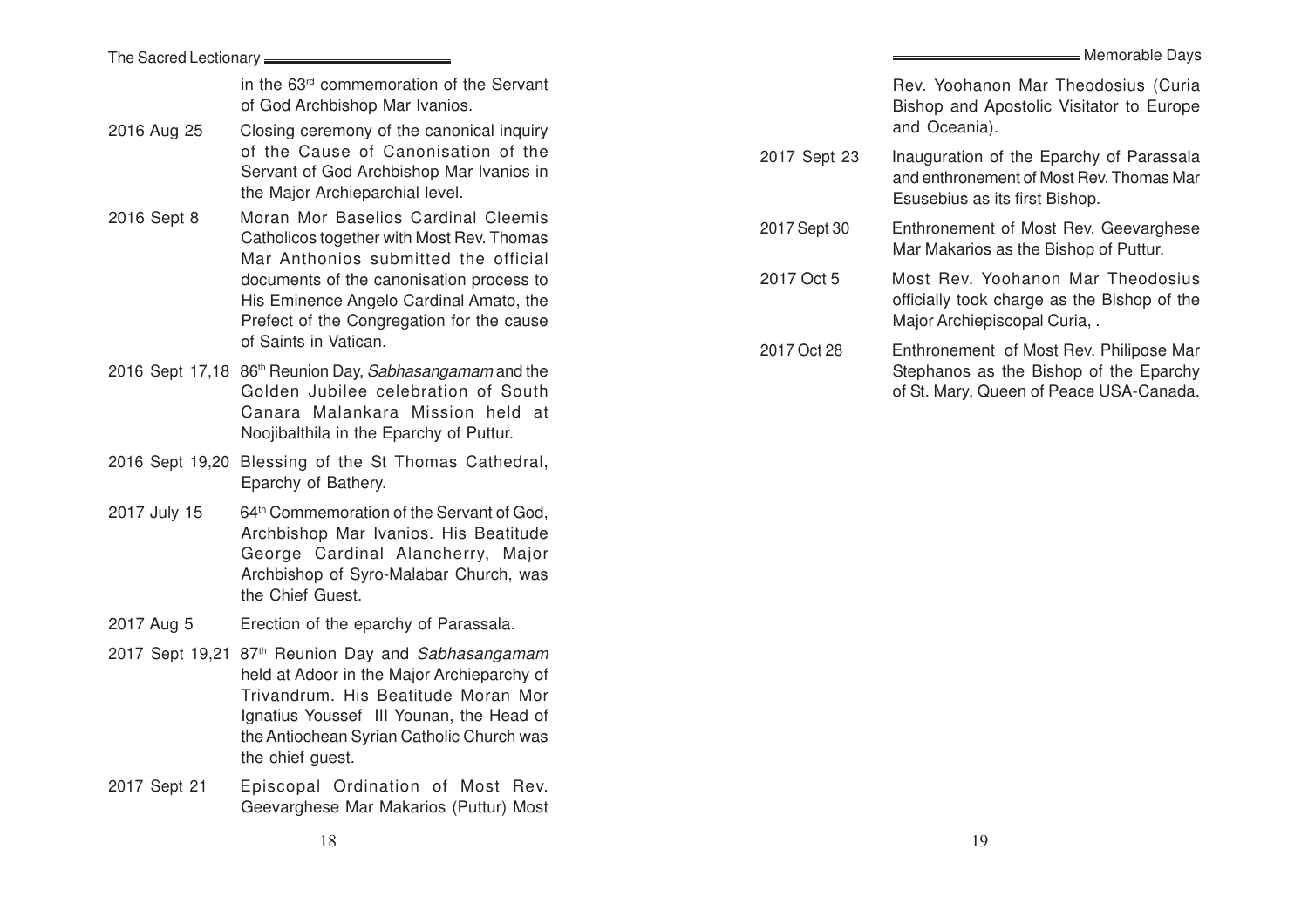in the 63rd commemoration of the Servant of God Archbishop Mar Ivanios.

| | |
|---|---|
| 2016 Aug 25 | Closing ceremony of the canonical inquiry of the Cause of Canonisation of the Servant of God Archbishop Mar Ivanios in the Major Archieparchial level. |
| 2016 Sept 8 | Moran Mor Baselios Cardinal Cleemis Catholicos together with Most Rev. Thomas Mar Anthonios submitted the official documents of the canonisation process to His Eminence Angelo Cardinal Amato, the Prefect of the Congregation for the cause of Saints in Vatican. |
| 2016 Sept 17,18 | 86th Reunion Day, *Sabhasangamam* and the Golden Jubilee celebration of South Canara Malankara Mission held at Noojibalthila in the Eparchy of Puttur. |
| 2016 Sept 19,20 | Blessing of the St Thomas Cathedral, Eparchy of Bathery. |
| 2017 July 15 | 64th Commemoration of the Servant of God, Archbishop Mar Ivanios. His Beatitude George Cardinal Alancherry, Major Archbishop of Syro-Malabar Church, was the Chief Guest. |
| 2017 Aug 5 | Erection of the eparchy of Parassala. |
| 2017 Sept 19,21 | 87th Reunion Day and *Sabhasangamam* held at Adoor in the Major Archieparchy of Trivandrum. His Beatitude Moran Mor Ignatius Youssef III Younan, the Head of the Antiochean Syrian Catholic Church was the chief guest. |
| 2017 Sept 21 | Episcopal Ordination of Most Rev. Geevarghese Mar Makarios (Puttur) Most Rev. Yoohanon Mar Theodosius (Curia Bishop and Apostolic Visitator to Europe and Oceania). |
| 2017 Sept 23 | Inauguration of the Eparchy of Parassala and enthronement of Most Rev. Thomas Mar Esusebius as its first Bishop. |
| 2017 Sept 30 | Enthronement of Most Rev. Geevarghese Mar Makarios as the Bishop of Puttur. |
| 2017 Oct 5 | Most Rev. Yoohanon Mar Theodosius officially took charge as the Bishop of the Major Archiepiscopal Curia, . |
| 2017 Oct 28 | Enthronement of Most Rev. Philipose Mar Stephanos as the Bishop of the Eparchy of St. Mary, Queen of Peace USA-Canada. |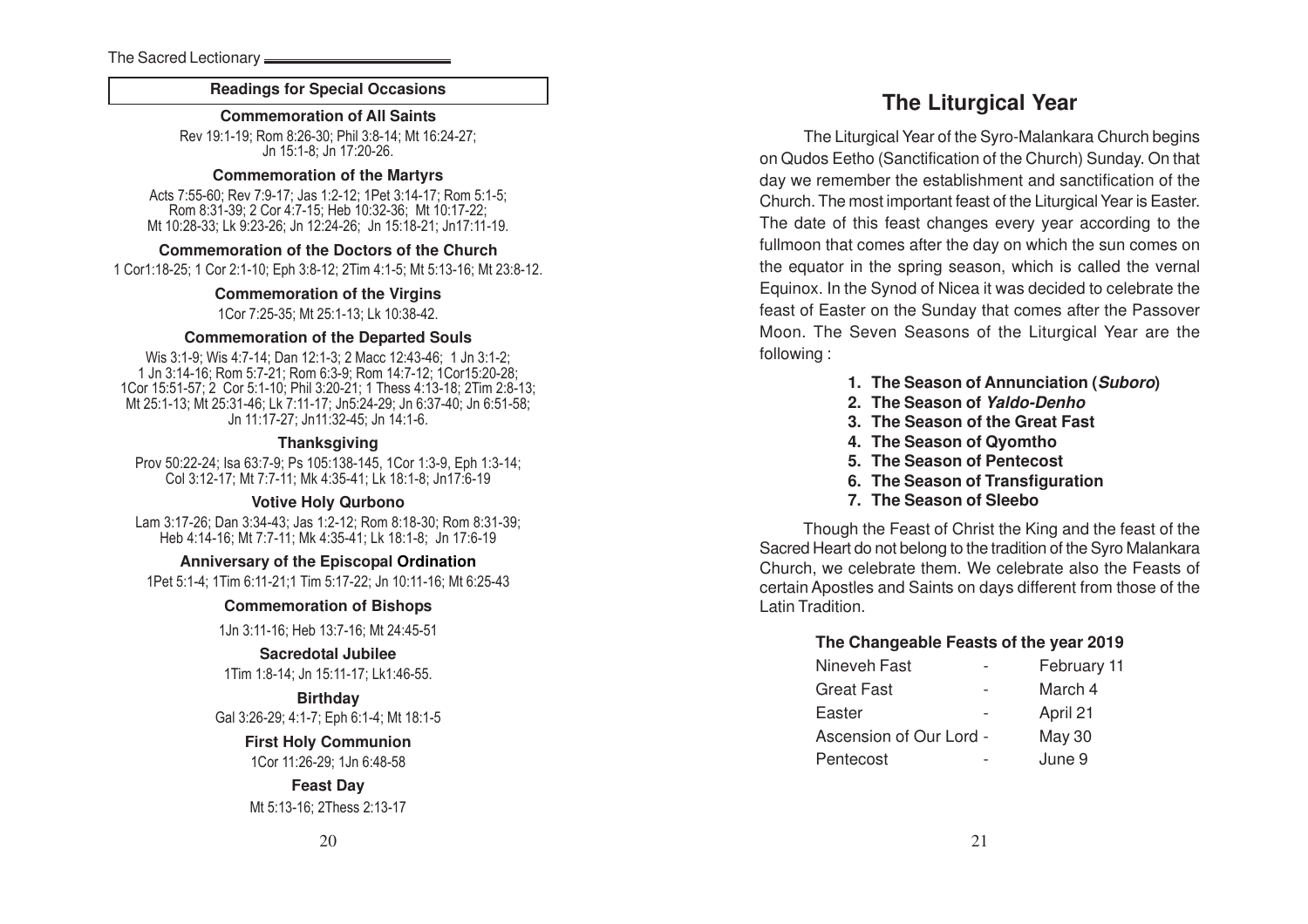## Readings for Special Occasions

### Commemoration of All Saints

Rev 19:1-19; Rom 8:26-30; Phil 3:8-14; Mt 16:24-27; Jn 15:1-8; Jn 17:20-26.

### Commemoration of the Martyrs

Acts 7:55-60; Rev 7:9-17; Jas 1:2-12; 1Pet 3:14-17; Rom 5:1-5; Rom 8:31-39; 2 Cor 4:7-15; Heb 10:32-36; Mt 10:17-22; Mt 10:28-33; Lk 9:23-26; Jn 12:24-26; Jn 15:18-21; Jn17:11-19.

### Commemoration of the Doctors of the Church

1 Cor1:18-25; 1 Cor 2:1-10; Eph 3:8-12; 2Tim 4:1-5; Mt 5:13-16; Mt 23:8-12.

### Commemoration of the Virgins

1Cor 7:25-35; Mt 25:1-13; Lk 10:38-42.

### Commemoration of the Departed Souls

Wis 3:1-9; Wis 4:7-14; Dan 12:1-3; 2 Macc 12:43-46; 1 Jn 3:1-2; 1 Jn 3:14-16; Rom 5:7-21; Rom 6:3-9; Rom 14:7-12; 1Cor15:20-28; 1Cor 15:51-57; 2 Cor 5:1-10; Phil 3:20-21; 1 Thess 4:13-18; 2Tim 2:8-13; Mt 25:1-13; Mt 25:31-46; Lk 7:11-17; Jn5:24-29; Jn 6:37-40; Jn 6:51-58; Jn 11:17-27; Jn11:32-45; Jn 14:1-6.

### Thanksgiving

Prov 50:22-24; Isa 63:7-9; Ps 105:138-145, 1Cor 1:3-9, Eph 1:3-14; Col 3:12-17; Mt 7:7-11; Mk 4:35-41; Lk 18:1-8; Jn17:6-19

### Votive Holy Qurbono

Lam 3:17-26; Dan 3:34-43; Jas 1:2-12; Rom 8:18-30; Rom 8:31-39; Heb 4:14-16; Mt 7:7-11; Mk 4:35-41; Lk 18:1-8; Jn 17:6-19

### Anniversary of the Episcopal Ordination

1Pet 5:1-4; 1Tim 6:11-21;1 Tim 5:17-22; Jn 10:11-16; Mt 6:25-43

### Commemoration of Bishops

1Jn 3:11-16; Heb 13:7-16; Mt 24:45-51

### Sacredotal Jubilee

1Tim 1:8-14; Jn 15:11-17; Lk1:46-55.

### Birthday

Gal 3:26-29; 4:1-7; Eph 6:1-4; Mt 18:1-5

### First Holy Communion

1Cor 11:26-29; 1Jn 6:48-58

### Feast Day

Mt 5:13-16; 2Thess 2:13-17

# The Liturgical Year

The Liturgical Year of the Syro-Malankara Church begins on Qudos Eetho (Sanctification of the Church) Sunday. On that day we remember the establishment and sanctification of the Church. The most important feast of the Liturgical Year is Easter. The date of this feast changes every year according to the fullmoon that comes after the day on which the sun comes on the equator in the spring season, which is called the vernal Equinox. In the Synod of Nicea it was decided to celebrate the feast of Easter on the Sunday that comes after the Passover Moon. The Seven Seasons of the Liturgical Year are the following :

1. **The Season of Annunciation (*Suboro*)**
2. **The Season of *Yaldo-Denho***
3. **The Season of the Great Fast**
4. **The Season of Qyomtho**
5. **The Season of Pentecost**
6. **The Season of Transfiguration**
7. **The Season of Sleebo**

Though the Feast of Christ the King and the feast of the Sacred Heart do not belong to the tradition of the Syro Malankara Church, we celebrate them. We celebrate also the Feasts of certain Apostles and Saints on days different from those of the Latin Tradition.

### The Changeable Feasts of the year 2019

| Feast | | Date |
|---|---|---|
| Nineveh Fast | - | February 11 |
| Great Fast | - | March 4 |
| Easter | - | April 21 |
| Ascension of Our Lord | - | May 30 |
| Pentecost | - | June 9 |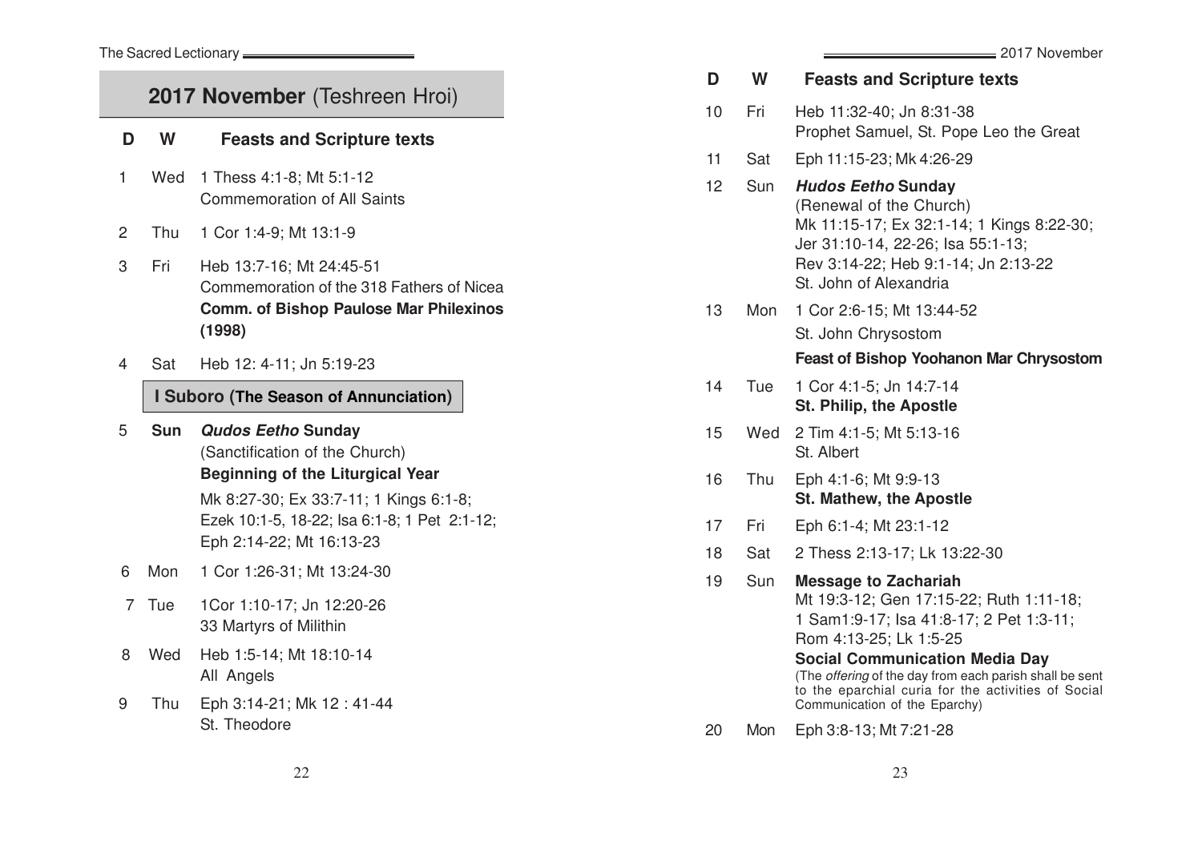## 2017 November (Teshreen Hroi)

| D | W | Feasts and Scripture texts |
|---|---|---|
| 1 | Wed | 1 Thess 4:1-8; Mt 5:1-12<br>Commemoration of All Saints |
| 2 | Thu | 1 Cor 1:4-9; Mt 13:1-9 |
| 3 | Fri | Heb 13:7-16; Mt 24:45-51<br>Commemoration of the 318 Fathers of Nicea<br>**Comm. of Bishop Paulose Mar Philexinos (1998)** |
| 4 | Sat | Heb 12: 4-11; Jn 5:19-23 |

**I Suboro (The Season of Annunciation)**

| D | W | Feasts and Scripture texts |
|---|---|---|
| 5 | **Sun** | ***Qudos Eetho* Sunday**<br>(Sanctification of the Church)<br>**Beginning of the Liturgical Year**<br>Mk 8:27-30; Ex 33:7-11; 1 Kings 6:1-8; Ezek 10:1-5, 18-22; Isa 6:1-8; 1 Pet 2:1-12; Eph 2:14-22; Mt 16:13-23 |
| 6 | Mon | 1 Cor 1:26-31; Mt 13:24-30 |
| 7 | Tue | 1Cor 1:10-17; Jn 12:20-26<br>33 Martyrs of Milithin |
| 8 | Wed | Heb 1:5-14; Mt 18:10-14<br>All Angels |
| 9 | Thu | Eph 3:14-21; Mk 12 : 41-44<br>St. Theodore |
| 10 | Fri | Heb 11:32-40; Jn 8:31-38<br>Prophet Samuel, St. Pope Leo the Great |
| 11 | Sat | Eph 11:15-23; Mk 4:26-29 |
| 12 | Sun | ***Hudos Eetho* Sunday**<br>(Renewal of the Church)<br>Mk 11:15-17; Ex 32:1-14; 1 Kings 8:22-30; Jer 31:10-14, 22-26; Isa 55:1-13; Rev 3:14-22; Heb 9:1-14; Jn 2:13-22<br>St. John of Alexandria |
| 13 | Mon | 1 Cor 2:6-15; Mt 13:44-52<br>St. John Chrysostom<br>**Feast of Bishop Yoohanon Mar Chrysostom** |
| 14 | Tue | 1 Cor 4:1-5; Jn 14:7-14<br>**St. Philip, the Apostle** |
| 15 | Wed | 2 Tim 4:1-5; Mt 5:13-16<br>St. Albert |
| 16 | Thu | Eph 4:1-6; Mt 9:9-13<br>**St. Mathew, the Apostle** |
| 17 | Fri | Eph 6:1-4; Mt 23:1-12 |
| 18 | Sat | 2 Thess 2:13-17; Lk 13:22-30 |
| 19 | Sun | **Message to Zachariah**<br>Mt 19:3-12; Gen 17:15-22; Ruth 1:11-18; 1 Sam1:9-17; Isa 41:8-17; 2 Pet 1:3-11; Rom 4:13-25; Lk 1:5-25<br>**Social Communication Media Day**<br>(The *offering* of the day from each parish shall be sent to the eparchial curia for the activities of Social Communication of the Eparchy) |
| 20 | Mon | Eph 3:8-13; Mt 7:21-28 |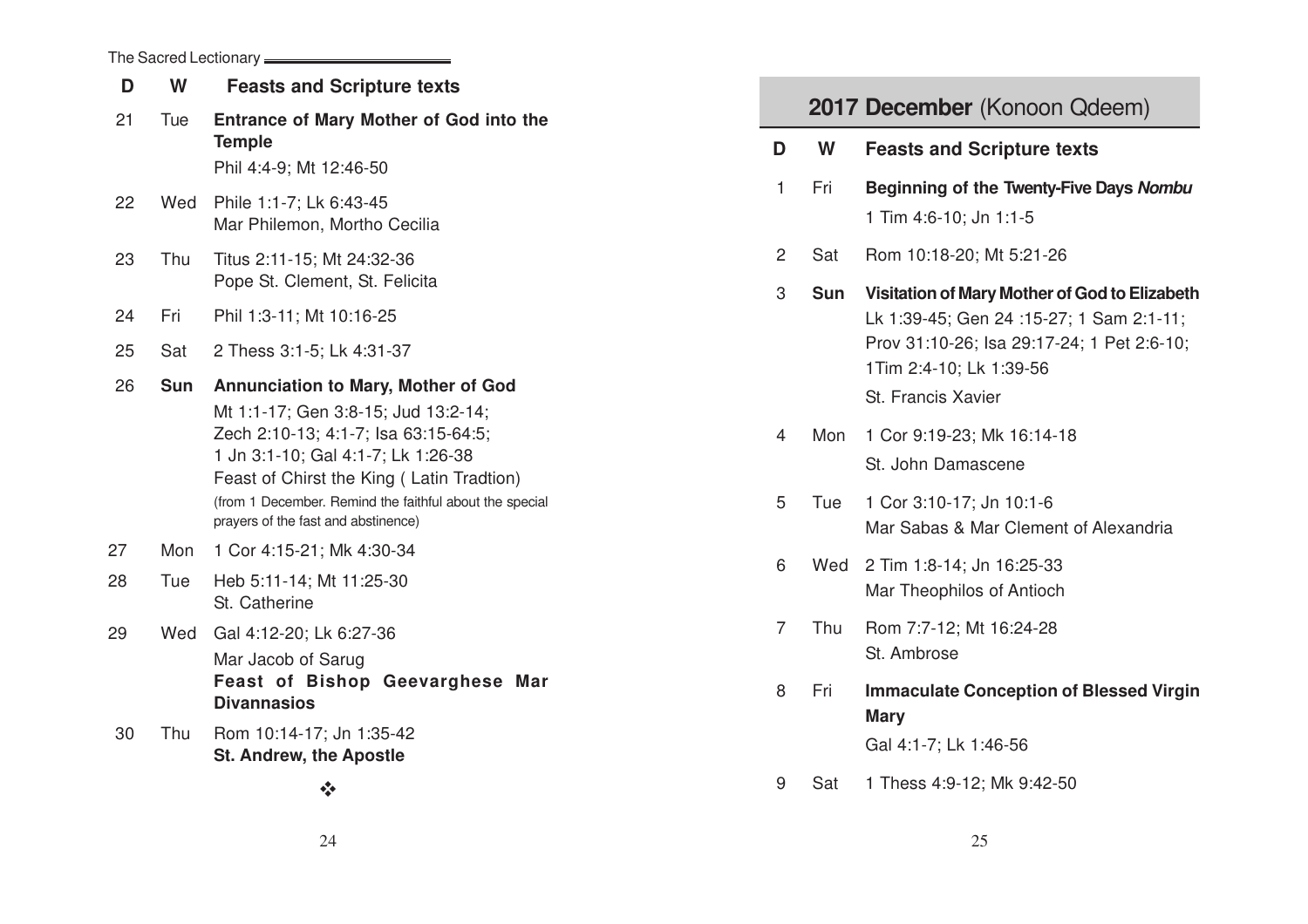| D | W | Feasts and Scripture texts |
|---|---|---|
| 21 | Tue | **Entrance of Mary Mother of God into the Temple**<br>Phil 4:4-9; Mt 12:46-50 |
| 22 | Wed | Phile 1:1-7; Lk 6:43-45<br>Mar Philemon, Mortho Cecilia |
| 23 | Thu | Titus 2:11-15; Mt 24:32-36<br>Pope St. Clement, St. Felicita |
| 24 | Fri | Phil 1:3-11; Mt 10:16-25 |
| 25 | Sat | 2 Thess 3:1-5; Lk 4:31-37 |
| 26 | **Sun** | **Annunciation to Mary, Mother of God**<br>Mt 1:1-17; Gen 3:8-15; Jud 13:2-14; Zech 2:10-13; 4:1-7; Isa 63:15-64:5; 1 Jn 3:1-10; Gal 4:1-7; Lk 1:26-38<br>Feast of Chirst the King ( Latin Tradtion)<br>(from 1 December. Remind the faithful about the special prayers of the fast and abstinence) |
| 27 | Mon | 1 Cor 4:15-21; Mk 4:30-34 |
| 28 | Tue | Heb 5:11-14; Mt 11:25-30<br>St. Catherine |
| 29 | Wed | Gal 4:12-20; Lk 6:27-36<br>Mar Jacob of Sarug<br>**Feast of Bishop Geevarghese Mar Divannasios** |
| 30 | Thu | Rom 10:14-17; Jn 1:35-42<br>**St. Andrew, the Apostle** |

❖

## 2017 December (Konoon Qdeem)

| D | W | Feasts and Scripture texts |
|---|---|---|
| 1 | Fri | **Beginning of the Twenty-Five Days *Nombu***<br>1 Tim 4:6-10; Jn 1:1-5 |
| 2 | Sat | Rom 10:18-20; Mt 5:21-26 |
| 3 | **Sun** | **Visitation of Mary Mother of God to Elizabeth**<br>Lk 1:39-45; Gen 24 :15-27; 1 Sam 2:1-11; Prov 31:10-26; Isa 29:17-24; 1 Pet 2:6-10; 1Tim 2:4-10; Lk 1:39-56<br>St. Francis Xavier |
| 4 | Mon | 1 Cor 9:19-23; Mk 16:14-18<br>St. John Damascene |
| 5 | Tue | 1 Cor 3:10-17; Jn 10:1-6<br>Mar Sabas & Mar Clement of Alexandria |
| 6 | Wed | 2 Tim 1:8-14; Jn 16:25-33<br>Mar Theophilos of Antioch |
| 7 | Thu | Rom 7:7-12; Mt 16:24-28<br>St. Ambrose |
| 8 | Fri | **Immaculate Conception of Blessed Virgin Mary**<br>Gal 4:1-7; Lk 1:46-56 |
| 9 | Sat | 1 Thess 4:9-12; Mk 9:42-50 |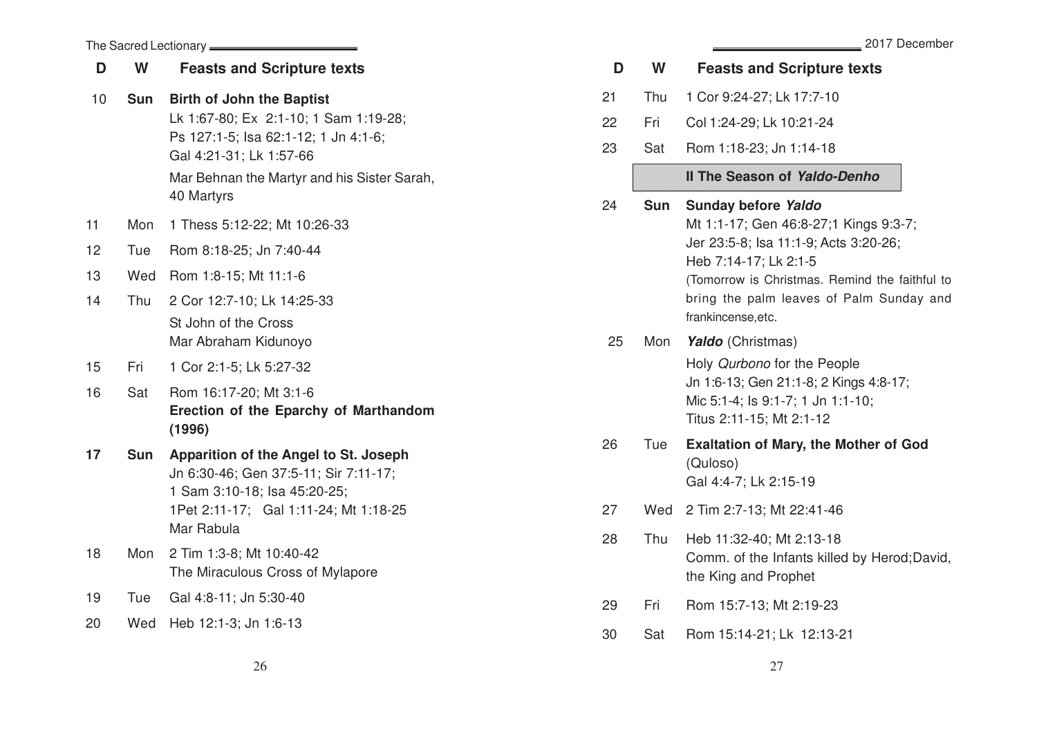| D | W | Feasts and Scripture texts |
|---|---|---|
| 10 | **Sun** | **Birth of John the Baptist**<br>Lk 1:67-80; Ex 2:1-10; 1 Sam 1:19-28; Ps 127:1-5; Isa 62:1-12; 1 Jn 4:1-6; Gal 4:21-31; Lk 1:57-66<br>Mar Behnan the Martyr and his Sister Sarah, 40 Martyrs |
| 11 | Mon | 1 Thess 5:12-22; Mt 10:26-33 |
| 12 | Tue | Rom 8:18-25; Jn 7:40-44 |
| 13 | Wed | Rom 1:8-15; Mt 11:1-6 |
| 14 | Thu | 2 Cor 12:7-10; Lk 14:25-33<br>St John of the Cross<br>Mar Abraham Kidunoyo |
| 15 | Fri | 1 Cor 2:1-5; Lk 5:27-32 |
| 16 | Sat | Rom 16:17-20; Mt 3:1-6<br>**Erection of the Eparchy of Marthandom (1996)** |
| **17** | **Sun** | **Apparition of the Angel to St. Joseph**<br>Jn 6:30-46; Gen 37:5-11; Sir 7:11-17; 1 Sam 3:10-18; Isa 45:20-25; 1Pet 2:11-17; Gal 1:11-24; Mt 1:18-25<br>Mar Rabula |
| 18 | Mon | 2 Tim 1:3-8; Mt 10:40-42<br>The Miraculous Cross of Mylapore |
| 19 | Tue | Gal 4:8-11; Jn 5:30-40 |
| 20 | Wed | Heb 12:1-3; Jn 1:6-13 |
| 21 | Thu | 1 Cor 9:24-27; Lk 17:7-10 |
| 22 | Fri | Col 1:24-29; Lk 10:21-24 |
| 23 | Sat | Rom 1:18-23; Jn 1:14-18 |
| | | **II The Season of *Yaldo-Denho*** |
| 24 | **Sun** | **Sunday before *Yaldo***<br>Mt 1:1-17; Gen 46:8-27;1 Kings 9:3-7; Jer 23:5-8; Isa 11:1-9; Acts 3:20-26; Heb 7:14-17; Lk 2:1-5<br>(Tomorrow is Christmas. Remind the faithful to bring the palm leaves of Palm Sunday and frankincense,etc. |
| 25 | Mon | ***Yaldo*** (Christmas)<br>Holy *Qurbono* for the People<br>Jn 1:6-13; Gen 21:1-8; 2 Kings 4:8-17; Mic 5:1-4; Is 9:1-7; 1 Jn 1:1-10; Titus 2:11-15; Mt 2:1-12 |
| 26 | Tue | **Exaltation of Mary, the Mother of God** (Quloso)<br>Gal 4:4-7; Lk 2:15-19 |
| 27 | Wed | 2 Tim 2:7-13; Mt 22:41-46 |
| 28 | Thu | Heb 11:32-40; Mt 2:13-18<br>Comm. of the Infants killed by Herod;David, the King and Prophet |
| 29 | Fri | Rom 15:7-13; Mt 2:19-23 |
| 30 | Sat | Rom 15:14-21; Lk 12:13-21 |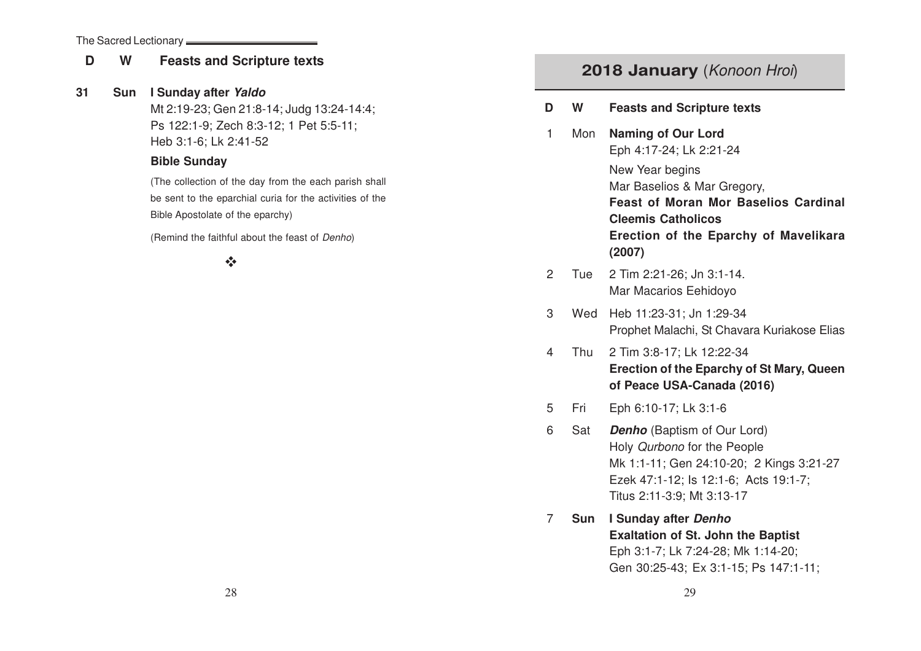| D | W | Feasts and Scripture texts |
|---|---|---|
| 31 | Sun | **I Sunday after *Yaldo***<br>Mt 2:19-23; Gen 21:8-14; Judg 13:24-14:4; Ps 122:1-9; Zech 8:3-12; 1 Pet 5:5-11; Heb 3:1-6; Lk 2:41-52<br>**Bible Sunday**<br>(The collection of the day from the each parish shall be sent to the eparchial curia for the activities of the Bible Apostolate of the eparchy)<br>(Remind the faithful about the feast of *Denho*) |

❖

## 2018 January (*Konoon Hroi*)

| D | W | Feasts and Scripture texts |
|---|---|---|
| 1 | Mon | **Naming of Our Lord**<br>Eph 4:17-24; Lk 2:21-24<br>New Year begins<br>Mar Baselios & Mar Gregory,<br>**Feast of Moran Mor Baselios Cardinal Cleemis Catholicos**<br>**Erection of the Eparchy of Mavelikara (2007)** |
| 2 | Tue | 2 Tim 2:21-26; Jn 3:1-14.<br>Mar Macarios Eehidoyo |
| 3 | Wed | Heb 11:23-31; Jn 1:29-34<br>Prophet Malachi, St Chavara Kuriakose Elias |
| 4 | Thu | 2 Tim 3:8-17; Lk 12:22-34<br>**Erection of the Eparchy of St Mary, Queen of Peace USA-Canada (2016)** |
| 5 | Fri | Eph 6:10-17; Lk 3:1-6 |
| 6 | Sat | ***Denho*** (Baptism of Our Lord)<br>Holy *Qurbono* for the People<br>Mk 1:1-11; Gen 24:10-20; 2 Kings 3:21-27 Ezek 47:1-12; Is 12:1-6; Acts 19:1-7; Titus 2:11-3:9; Mt 3:13-17 |
| 7 | **Sun** | **I Sunday after *Denho***<br>**Exaltation of St. John the Baptist**<br>Eph 3:1-7; Lk 7:24-28; Mk 1:14-20; Gen 30:25-43; Ex 3:1-15; Ps 147:1-11; |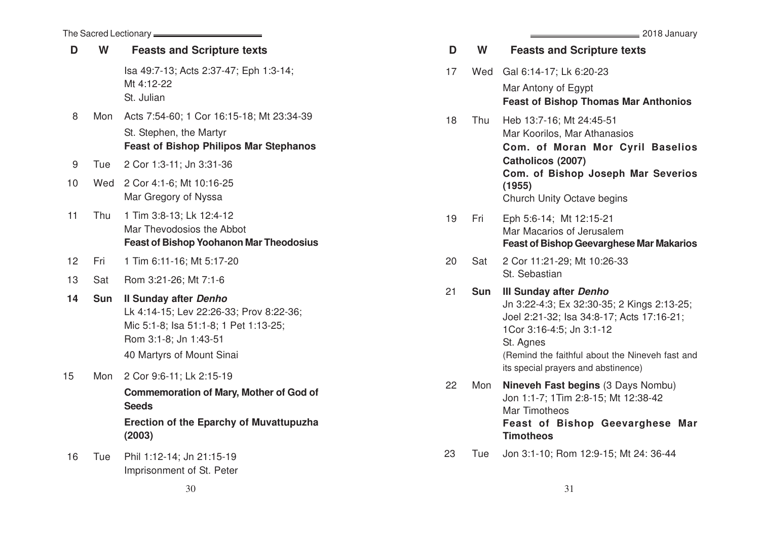| D | W | Feasts and Scripture texts |
|---|---|---|
| | | Isa 49:7-13; Acts 2:37-47; Eph 1:3-14; Mt 4:12-22<br>St. Julian |
| 8 | Mon | Acts 7:54-60; 1 Cor 16:15-18; Mt 23:34-39<br>St. Stephen, the Martyr<br>**Feast of Bishop Philipos Mar Stephanos** |
| 9 | Tue | 2 Cor 1:3-11; Jn 3:31-36 |
| 10 | Wed | 2 Cor 4:1-6; Mt 10:16-25<br>Mar Gregory of Nyssa |
| 11 | Thu | 1 Tim 3:8-13; Lk 12:4-12<br>Mar Thevodosios the Abbot<br>**Feast of Bishop Yoohanon Mar Theodosius** |
| 12 | Fri | 1 Tim 6:11-16; Mt 5:17-20 |
| 13 | Sat | Rom 3:21-26; Mt 7:1-6 |
| **14** | **Sun** | **II Sunday after *Denho***<br>Lk 4:14-15; Lev 22:26-33; Prov 8:22-36; Mic 5:1-8; Isa 51:1-8; 1 Pet 1:13-25; Rom 3:1-8; Jn 1:43-51<br>40 Martyrs of Mount Sinai |
| 15 | Mon | 2 Cor 9:6-11; Lk 2:15-19<br>**Commemoration of Mary, Mother of God of Seeds**<br>**Erection of the Eparchy of Muvattupuzha (2003)** |
| 16 | Tue | Phil 1:12-14; Jn 21:15-19<br>Imprisonment of St. Peter |

| D | W | Feasts and Scripture texts |
|---|---|---|
| 17 | Wed | Gal 6:14-17; Lk 6:20-23<br>Mar Antony of Egypt<br>**Feast of Bishop Thomas Mar Anthonios** |
| 18 | Thu | Heb 13:7-16; Mt 24:45-51<br>Mar Koorilos, Mar Athanasios<br>**Com. of Moran Mor Cyril Baselios Catholicos (2007)**<br>**Com. of Bishop Joseph Mar Severios (1955)**<br>Church Unity Octave begins |
| 19 | Fri | Eph 5:6-14; Mt 12:15-21<br>Mar Macarios of Jerusalem<br>**Feast of Bishop Geevarghese Mar Makarios** |
| 20 | Sat | 2 Cor 11:21-29; Mt 10:26-33<br>St. Sebastian |
| 21 | **Sun** | **III Sunday after *Denho***<br>Jn 3:22-4:3; Ex 32:30-35; 2 Kings 2:13-25; Joel 2:21-32; Isa 34:8-17; Acts 17:16-21; 1Cor 3:16-4:5; Jn 3:1-12<br>St. Agnes<br>(Remind the faithful about the Nineveh fast and its special prayers and abstinence) |
| 22 | Mon | **Nineveh Fast begins** (3 Days Nombu)<br>Jon 1:1-7; 1Tim 2:8-15; Mt 12:38-42<br>Mar Timotheos<br>**Feast of Bishop Geevarghese Mar Timotheos** |
| 23 | Tue | Jon 3:1-10; Rom 12:9-15; Mt 24: 36-44 |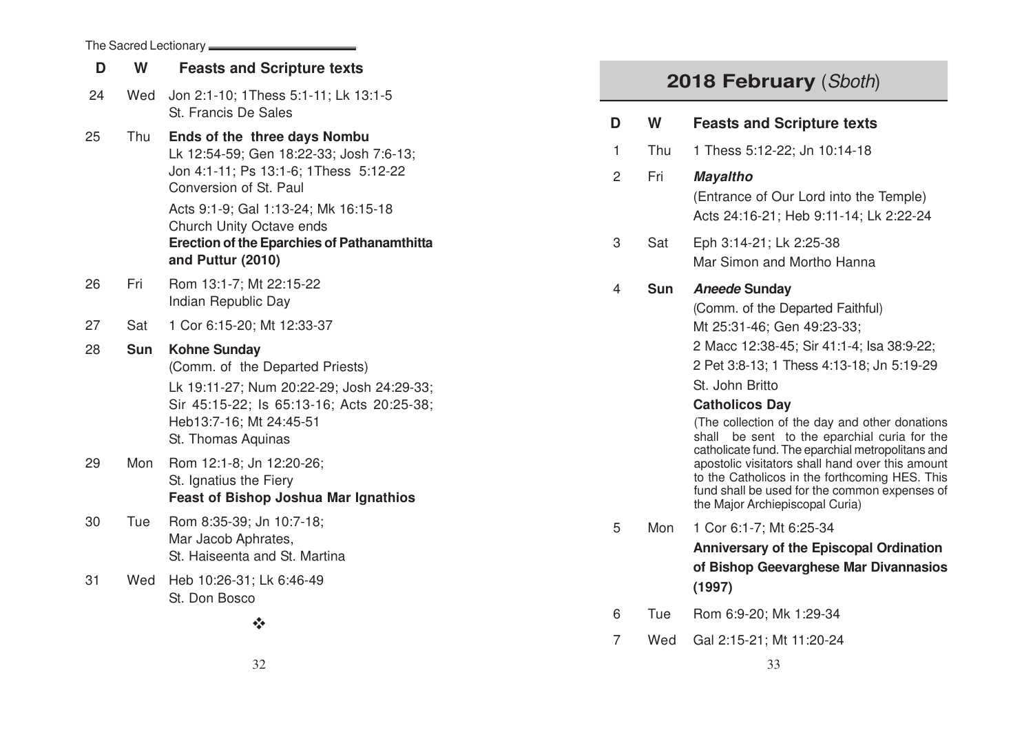| D | W | Feasts and Scripture texts |
|---|---|---|
| 24 | Wed | Jon 2:1-10; 1Thess 5:1-11; Lk 13:1-5<br>St. Francis De Sales |
| 25 | Thu | **Ends of the three days Nombu**<br>Lk 12:54-59; Gen 18:22-33; Josh 7:6-13; Jon 4:1-11; Ps 13:1-6; 1Thess 5:12-22<br>Conversion of St. Paul<br>Acts 9:1-9; Gal 1:13-24; Mk 16:15-18<br>Church Unity Octave ends<br>**Erection of the Eparchies of Pathanamthitta and Puttur (2010)** |
| 26 | Fri | Rom 13:1-7; Mt 22:15-22<br>Indian Republic Day |
| 27 | Sat | 1 Cor 6:15-20; Mt 12:33-37 |
| 28 | **Sun** | **Kohne Sunday**<br>(Comm. of the Departed Priests)<br>Lk 19:11-27; Num 20:22-29; Josh 24:29-33; Sir 45:15-22; Is 65:13-16; Acts 20:25-38; Heb13:7-16; Mt 24:45-51<br>St. Thomas Aquinas |
| 29 | Mon | Rom 12:1-8; Jn 12:20-26;<br>St. Ignatius the Fiery<br>**Feast of Bishop Joshua Mar Ignathios** |
| 30 | Tue | Rom 8:35-39; Jn 10:7-18;<br>Mar Jacob Aphrates,<br>St. Haiseenta and St. Martina |
| 31 | Wed | Heb 10:26-31; Lk 6:46-49<br>St. Don Bosco |

❖

## 2018 February (*Sboth*)

| D | W | Feasts and Scripture texts |
|---|---|---|
| 1 | Thu | 1 Thess 5:12-22; Jn 10:14-18 |
| 2 | Fri | ***Mayaltho***<br>(Entrance of Our Lord into the Temple)<br>Acts 24:16-21; Heb 9:11-14; Lk 2:22-24 |
| 3 | Sat | Eph 3:14-21; Lk 2:25-38<br>Mar Simon and Mortho Hanna |
| 4 | **Sun** | ***Aneede* Sunday**<br>(Comm. of the Departed Faithful)<br>Mt 25:31-46; Gen 49:23-33;<br>2 Macc 12:38-45; Sir 41:1-4; Isa 38:9-22;<br>2 Pet 3:8-13; 1 Thess 4:13-18; Jn 5:19-29<br>St. John Britto<br>**Catholicos Day**<br>(The collection of the day and other donations shall be sent to the eparchial curia for the catholicate fund. The eparchial metropolitans and apostolic visitators shall hand over this amount to the Catholicos in the forthcoming HES. This fund shall be used for the common expenses of the Major Archiepiscopal Curia) |
| 5 | Mon | 1 Cor 6:1-7; Mt 6:25-34<br>**Anniversary of the Episcopal Ordination of Bishop Geevarghese Mar Divannasios (1997)** |
| 6 | Tue | Rom 6:9-20; Mk 1:29-34 |
| 7 | Wed | Gal 2:15-21; Mt 11:20-24 |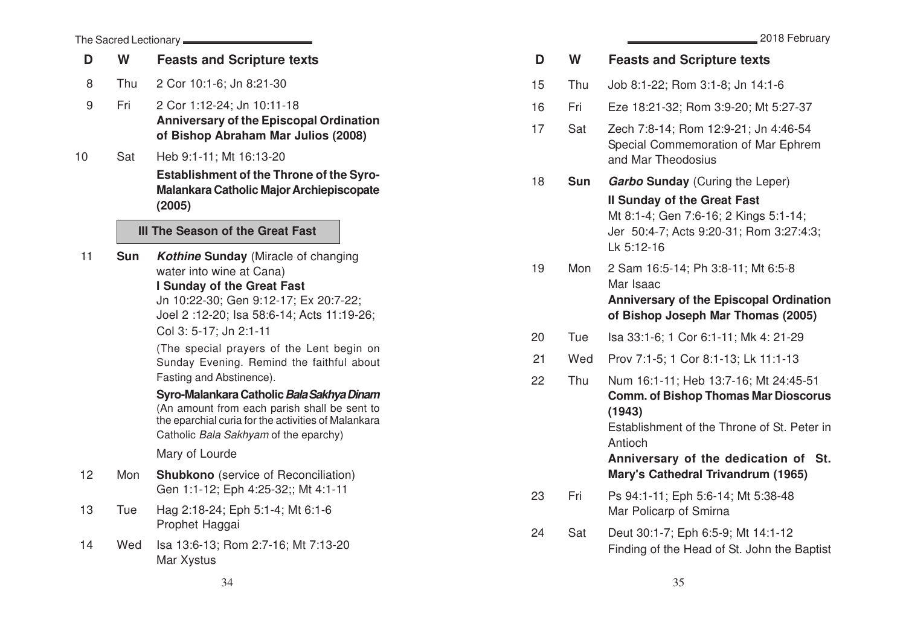| D | W | Feasts and Scripture texts |
|---|---|---|
| 8 | Thu | 2 Cor 10:1-6; Jn 8:21-30 |
| 9 | Fri | 2 Cor 1:12-24; Jn 10:11-18<br>**Anniversary of the Episcopal Ordination of Bishop Abraham Mar Julios (2008)** |
| 10 | Sat | Heb 9:1-11; Mt 16:13-20<br>**Establishment of the Throne of the Syro-Malankara Catholic Major Archiepiscopate (2005)** |

**III The Season of the Great Fast**

| D | W | Feasts and Scripture texts |
|---|---|---|
| 11 | **Sun** | ***Kothine* Sunday** (Miracle of changing water into wine at Cana)<br>**I Sunday of the Great Fast**<br>Jn 10:22-30; Gen 9:12-17; Ex 20:7-22; Joel 2 :12-20; Isa 58:6-14; Acts 11:19-26; Col 3: 5-17; Jn 2:1-11<br>(The special prayers of the Lent begin on Sunday Evening. Remind the faithful about Fasting and Abstinence).<br>**Syro-Malankara Catholic *Bala Sakhya Dinam***<br>(An amount from each parish shall be sent to the eparchial curia for the activities of Malankara Catholic *Bala Sakhyam* of the eparchy)<br>Mary of Lourde |
| 12 | Mon | **Shubkono** (service of Reconciliation)<br>Gen 1:1-12; Eph 4:25-32;; Mt 4:1-11 |
| 13 | Tue | Hag 2:18-24; Eph 5:1-4; Mt 6:1-6<br>Prophet Haggai |
| 14 | Wed | Isa 13:6-13; Rom 2:7-16; Mt 7:13-20<br>Mar Xystus |
| 15 | Thu | Job 8:1-22; Rom 3:1-8; Jn 14:1-6 |
| 16 | Fri | Eze 18:21-32; Rom 3:9-20; Mt 5:27-37 |
| 17 | Sat | Zech 7:8-14; Rom 12:9-21; Jn 4:46-54<br>Special Commemoration of Mar Ephrem and Mar Theodosius |
| 18 | **Sun** | ***Garbo* Sunday** (Curing the Leper)<br>**II Sunday of the Great Fast**<br>Mt 8:1-4; Gen 7:6-16; 2 Kings 5:1-14; Jer 50:4-7; Acts 9:20-31; Rom 3:27:4:3; Lk 5:12-16 |
| 19 | Mon | 2 Sam 16:5-14; Ph 3:8-11; Mt 6:5-8<br>Mar Isaac<br>**Anniversary of the Episcopal Ordination of Bishop Joseph Mar Thomas (2005)** |
| 20 | Tue | Isa 33:1-6; 1 Cor 6:1-11; Mk 4: 21-29 |
| 21 | Wed | Prov 7:1-5; 1 Cor 8:1-13; Lk 11:1-13 |
| 22 | Thu | Num 16:1-11; Heb 13:7-16; Mt 24:45-51<br>**Comm. of Bishop Thomas Mar Dioscorus (1943)**<br>Establishment of the Throne of St. Peter in Antioch<br>**Anniversary of the dedication of St. Mary's Cathedral Trivandrum (1965)** |
| 23 | Fri | Ps 94:1-11; Eph 5:6-14; Mt 5:38-48<br>Mar Policarp of Smirna |
| 24 | Sat | Deut 30:1-7; Eph 6:5-9; Mt 14:1-12<br>Finding of the Head of St. John the Baptist |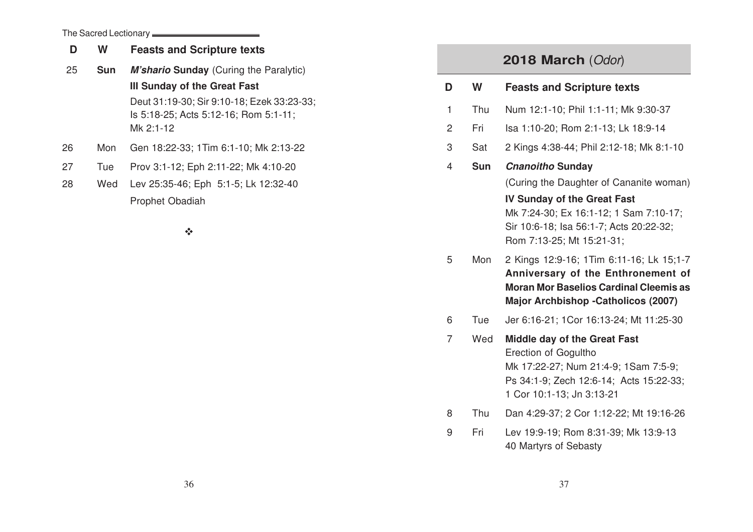| D | W | Feasts and Scripture texts |
|---|---|---|
| 25 | **Sun** | ***M'shario* Sunday** (Curing the Paralytic)<br>**III Sunday of the Great Fast**<br>Deut 31:19-30; Sir 9:10-18; Ezek 33:23-33; Is 5:18-25; Acts 5:12-16; Rom 5:1-11; Mk 2:1-12 |
| 26 | Mon | Gen 18:22-33; 1Tim 6:1-10; Mk 2:13-22 |
| 27 | Tue | Prov 3:1-12; Eph 2:11-22; Mk 4:10-20 |
| 28 | Wed | Lev 25:35-46; Eph 5:1-5; Lk 12:32-40<br>Prophet Obadiah |

❖

## 2018 March (*Odor*)

| D | W | Feasts and Scripture texts |
|---|---|---|
| 1 | Thu | Num 12:1-10; Phil 1:1-11; Mk 9:30-37 |
| 2 | Fri | Isa 1:10-20; Rom 2:1-13; Lk 18:9-14 |
| 3 | Sat | 2 Kings 4:38-44; Phil 2:12-18; Mk 8:1-10 |
| 4 | **Sun** | ***Cnanoitho* Sunday**<br>(Curing the Daughter of Cananite woman)<br>**IV Sunday of the Great Fast**<br>Mk 7:24-30; Ex 16:1-12; 1 Sam 7:10-17; Sir 10:6-18; Isa 56:1-7; Acts 20:22-32; Rom 7:13-25; Mt 15:21-31; |
| 5 | Mon | 2 Kings 12:9-16; 1Tim 6:11-16; Lk 15;1-7<br>**Anniversary of the Enthronement of Moran Mor Baselios Cardinal Cleemis as Major Archbishop -Catholicos (2007)** |
| 6 | Tue | Jer 6:16-21; 1Cor 16:13-24; Mt 11:25-30 |
| 7 | Wed | **Middle day of the Great Fast**<br>Erection of Gogultho<br>Mk 17:22-27; Num 21:4-9; 1Sam 7:5-9; Ps 34:1-9; Zech 12:6-14; Acts 15:22-33; 1 Cor 10:1-13; Jn 3:13-21 |
| 8 | Thu | Dan 4:29-37; 2 Cor 1:12-22; Mt 19:16-26 |
| 9 | Fri | Lev 19:9-19; Rom 8:31-39; Mk 13:9-13<br>40 Martyrs of Sebasty |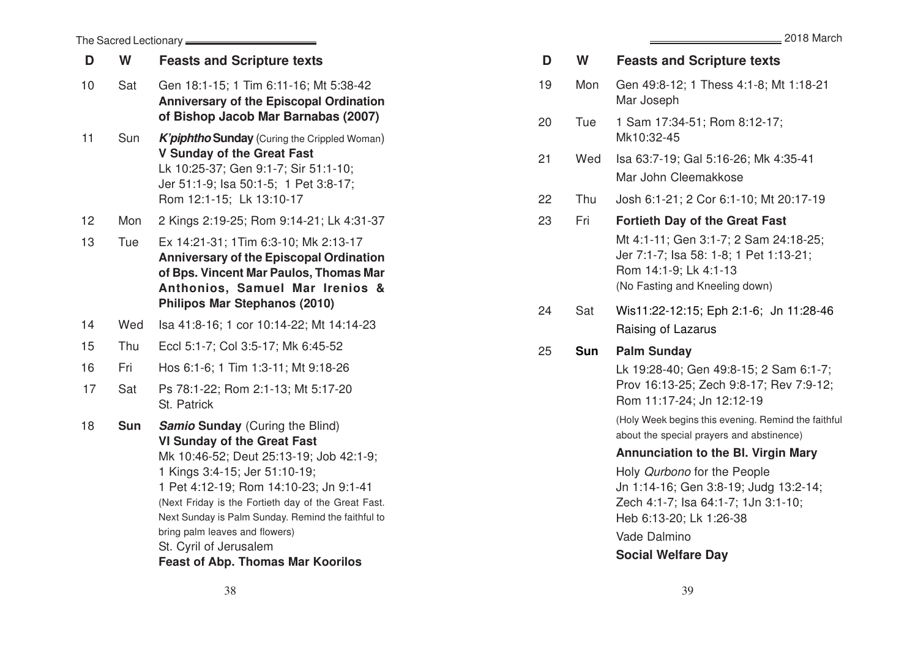| D | W | Feasts and Scripture texts |
|---|---|---|
| 10 | Sat | Gen 18:1-15; 1 Tim 6:11-16; Mt 5:38-42 **Anniversary of the Episcopal Ordination of Bishop Jacob Mar Barnabas (2007)** |
| 11 | Sun | ***K'piphtho* Sunday** (Curing the Crippled Woman) **V Sunday of the Great Fast** Lk 10:25-37; Gen 9:1-7; Sir 51:1-10; Jer 51:1-9; Isa 50:1-5; 1 Pet 3:8-17; Rom 12:1-15; Lk 13:10-17 |
| 12 | Mon | 2 Kings 2:19-25; Rom 9:14-21; Lk 4:31-37 |
| 13 | Tue | Ex 14:21-31; 1Tim 6:3-10; Mk 2:13-17 **Anniversary of the Episcopal Ordination of Bps. Vincent Mar Paulos, Thomas Mar Anthonios, Samuel Mar Irenios & Philipos Mar Stephanos (2010)** |
| 14 | Wed | Isa 41:8-16; 1 cor 10:14-22; Mt 14:14-23 |
| 15 | Thu | Eccl 5:1-7; Col 3:5-17; Mk 6:45-52 |
| 16 | Fri | Hos 6:1-6; 1 Tim 1:3-11; Mt 9:18-26 |
| 17 | Sat | Ps 78:1-22; Rom 2:1-13; Mt 5:17-20 St. Patrick |
| 18 | **Sun** | ***Samio* Sunday** (Curing the Blind) **VI Sunday of the Great Fast** Mk 10:46-52; Deut 25:13-19; Job 42:1-9; 1 Kings 3:4-15; Jer 51:10-19; 1 Pet 4:12-19; Rom 14:10-23; Jn 9:1-41 (Next Friday is the Fortieth day of the Great Fast. Next Sunday is Palm Sunday. Remind the faithful to bring palm leaves and flowers) St. Cyril of Jerusalem **Feast of Abp. Thomas Mar Koorilos** |
| 19 | Mon | Gen 49:8-12; 1 Thess 4:1-8; Mt 1:18-21 Mar Joseph |
| 20 | Tue | 1 Sam 17:34-51; Rom 8:12-17; Mk10:32-45 |
| 21 | Wed | Isa 63:7-19; Gal 5:16-26; Mk 4:35-41 Mar John Cleemakkose |
| 22 | Thu | Josh 6:1-21; 2 Cor 6:1-10; Mt 20:17-19 |
| 23 | Fri | **Fortieth Day of the Great Fast** Mt 4:1-11; Gen 3:1-7; 2 Sam 24:18-25; Jer 7:1-7; Isa 58: 1-8; 1 Pet 1:13-21; Rom 14:1-9; Lk 4:1-13 (No Fasting and Kneeling down) |
| 24 | Sat | Wis11:22-12:15; Eph 2:1-6; Jn 11:28-46 Raising of Lazarus |
| 25 | **Sun** | **Palm Sunday** Lk 19:28-40; Gen 49:8-15; 2 Sam 6:1-7; Prov 16:13-25; Zech 9:8-17; Rev 7:9-12; Rom 11:17-24; Jn 12:12-19 (Holy Week begins this evening. Remind the faithful about the special prayers and abstinence) **Annunciation to the Bl. Virgin Mary** Holy *Qurbono* for the People Jn 1:14-16; Gen 3:8-19; Judg 13:2-14; Zech 4:1-7; Isa 64:1-7; 1Jn 3:1-10; Heb 6:13-20; Lk 1:26-38 Vade Dalmino **Social Welfare Day** |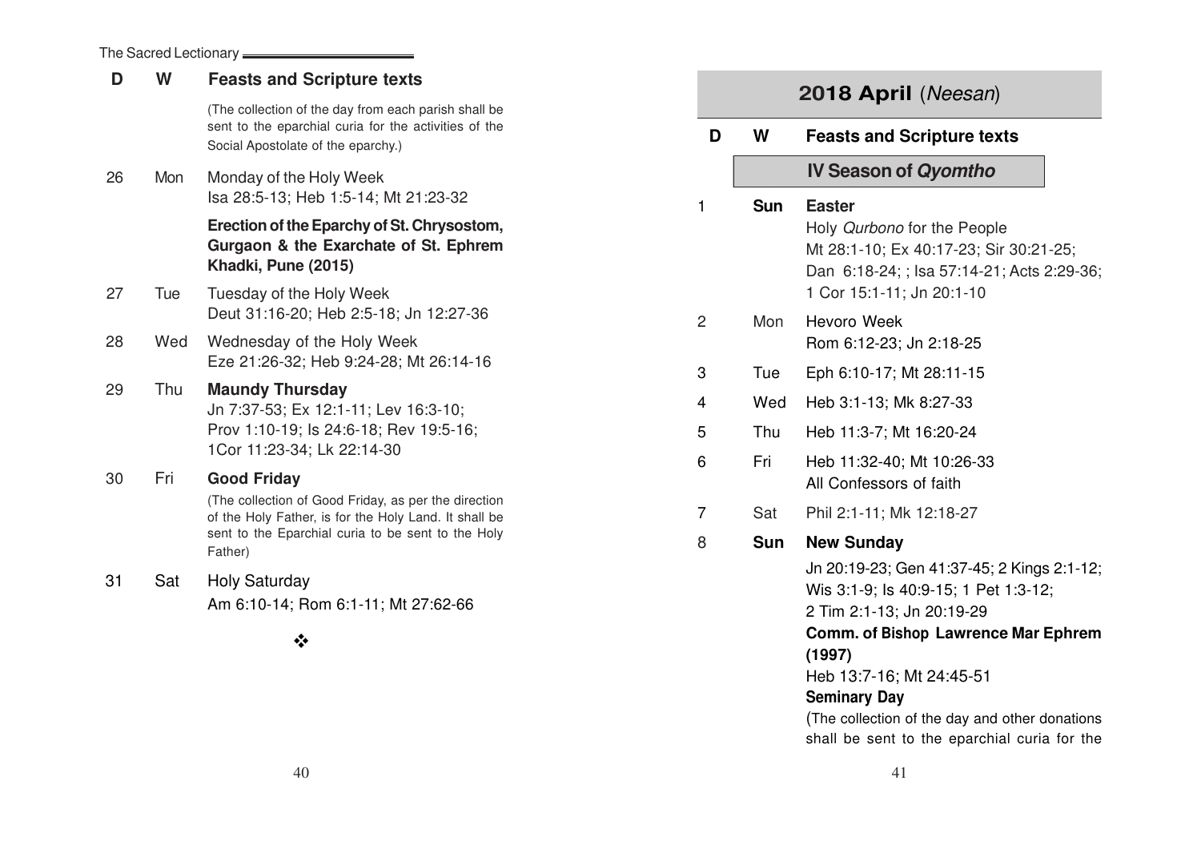| D | W | Feasts and Scripture texts |
|---|---|---|
| | | (The collection of the day from each parish shall be sent to the eparchial curia for the activities of the Social Apostolate of the eparchy.) |
| 26 | Mon | Monday of the Holy Week<br>Isa 28:5-13; Heb 1:5-14; Mt 21:23-32<br>**Erection of the Eparchy of St. Chrysostom, Gurgaon & the Exarchate of St. Ephrem Khadki, Pune (2015)** |
| 27 | Tue | Tuesday of the Holy Week<br>Deut 31:16-20; Heb 2:5-18; Jn 12:27-36 |
| 28 | Wed | Wednesday of the Holy Week<br>Eze 21:26-32; Heb 9:24-28; Mt 26:14-16 |
| 29 | Thu | **Maundy Thursday**<br>Jn 7:37-53; Ex 12:1-11; Lev 16:3-10; Prov 1:10-19; Is 24:6-18; Rev 19:5-16; 1Cor 11:23-34; Lk 22:14-30 |
| 30 | Fri | **Good Friday**<br>(The collection of Good Friday, as per the direction of the Holy Father, is for the Holy Land. It shall be sent to the Eparchial curia to be sent to the Holy Father) |
| 31 | Sat | Holy Saturday<br>Am 6:10-14; Rom 6:1-11; Mt 27:62-66 |

❖

## 2018 April (*Neesan*)

| D | W | Feasts and Scripture texts |
|---|---|---|
| | | **IV Season of *Qyomtho*** |
| 1 | **Sun** | **Easter**<br>Holy *Qurbono* for the People<br>Mt 28:1-10; Ex 40:17-23; Sir 30:21-25; Dan 6:18-24; ; Isa 57:14-21; Acts 2:29-36; 1 Cor 15:1-11; Jn 20:1-10 |
| 2 | Mon | Hevoro Week<br>Rom 6:12-23; Jn 2:18-25 |
| 3 | Tue | Eph 6:10-17; Mt 28:11-15 |
| 4 | Wed | Heb 3:1-13; Mk 8:27-33 |
| 5 | Thu | Heb 11:3-7; Mt 16:20-24 |
| 6 | Fri | Heb 11:32-40; Mt 10:26-33<br>All Confessors of faith |
| 7 | Sat | Phil 2:1-11; Mk 12:18-27 |
| 8 | **Sun** | **New Sunday**<br>Jn 20:19-23; Gen 41:37-45; 2 Kings 2:1-12; Wis 3:1-9; Is 40:9-15; 1 Pet 1:3-12; 2 Tim 2:1-13; Jn 20:19-29<br>**Comm. of Bishop Lawrence Mar Ephrem (1997)**<br>Heb 13:7-16; Mt 24:45-51<br>**Seminary Day**<br>(The collection of the day and other donations shall be sent to the eparchial curia for the |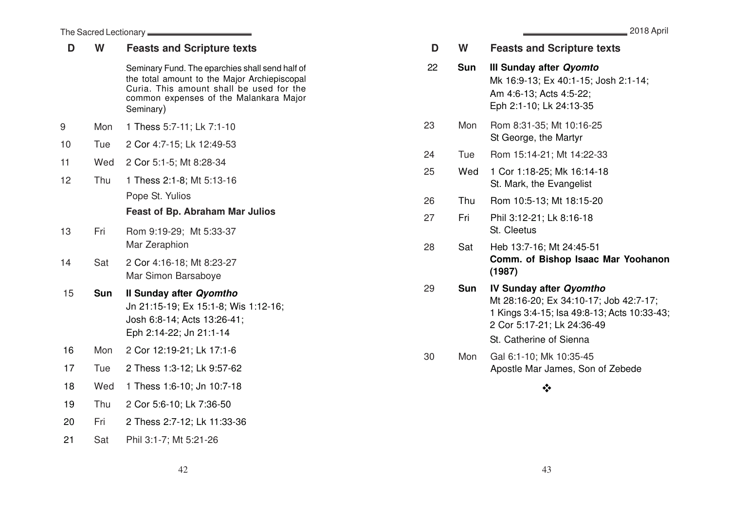| D | W | Feasts and Scripture texts |
|---|---|---|
| | | Seminary Fund. The eparchies shall send half of the total amount to the Major Archiepiscopal Curia. This amount shall be used for the common expenses of the Malankara Major Seminary) |
| 9 | Mon | 1 Thess 5:7-11; Lk 7:1-10 |
| 10 | Tue | 2 Cor 4:7-15; Lk 12:49-53 |
| 11 | Wed | 2 Cor 5:1-5; Mt 8:28-34 |
| 12 | Thu | 1 Thess 2:1-8; Mt 5:13-16<br>Pope St. Yulios<br>**Feast of Bp. Abraham Mar Julios** |
| 13 | Fri | Rom 9:19-29; Mt 5:33-37<br>Mar Zeraphion |
| 14 | Sat | 2 Cor 4:16-18; Mt 8:23-27<br>Mar Simon Barsaboye |
| 15 | **Sun** | **II Sunday after *Qyomtho***<br>Jn 21:15-19; Ex 15:1-8; Wis 1:12-16; Josh 6:8-14; Acts 13:26-41; Eph 2:14-22; Jn 21:1-14 |
| 16 | Mon | 2 Cor 12:19-21; Lk 17:1-6 |
| 17 | Tue | 2 Thess 1:3-12; Lk 9:57-62 |
| 18 | Wed | 1 Thess 1:6-10; Jn 10:7-18 |
| 19 | Thu | 2 Cor 5:6-10; Lk 7:36-50 |
| 20 | Fri | 2 Thess 2:7-12; Lk 11:33-36 |
| 21 | Sat | Phil 3:1-7; Mt 5:21-26 |
| 22 | **Sun** | **III Sunday after *Qyomto***<br>Mk 16:9-13; Ex 40:1-15; Josh 2:1-14; Am 4:6-13; Acts 4:5-22; Eph 2:1-10; Lk 24:13-35 |
| 23 | Mon | Rom 8:31-35; Mt 10:16-25<br>St George, the Martyr |
| 24 | Tue | Rom 15:14-21; Mt 14:22-33 |
| 25 | Wed | 1 Cor 1:18-25; Mk 16:14-18<br>St. Mark, the Evangelist |
| 26 | Thu | Rom 10:5-13; Mt 18:15-20 |
| 27 | Fri | Phil 3:12-21; Lk 8:16-18<br>St. Cleetus |
| 28 | Sat | Heb 13:7-16; Mt 24:45-51<br>**Comm. of Bishop Isaac Mar Yoohanon (1987)** |
| 29 | **Sun** | **IV Sunday after *Qyomtho***<br>Mt 28:16-20; Ex 34:10-17; Job 42:7-17; 1 Kings 3:4-15; Isa 49:8-13; Acts 10:33-43; 2 Cor 5:17-21; Lk 24:36-49<br>St. Catherine of Sienna |
| 30 | Mon | Gal 6:1-10; Mk 10:35-45<br>Apostle Mar James, Son of Zebede |

❖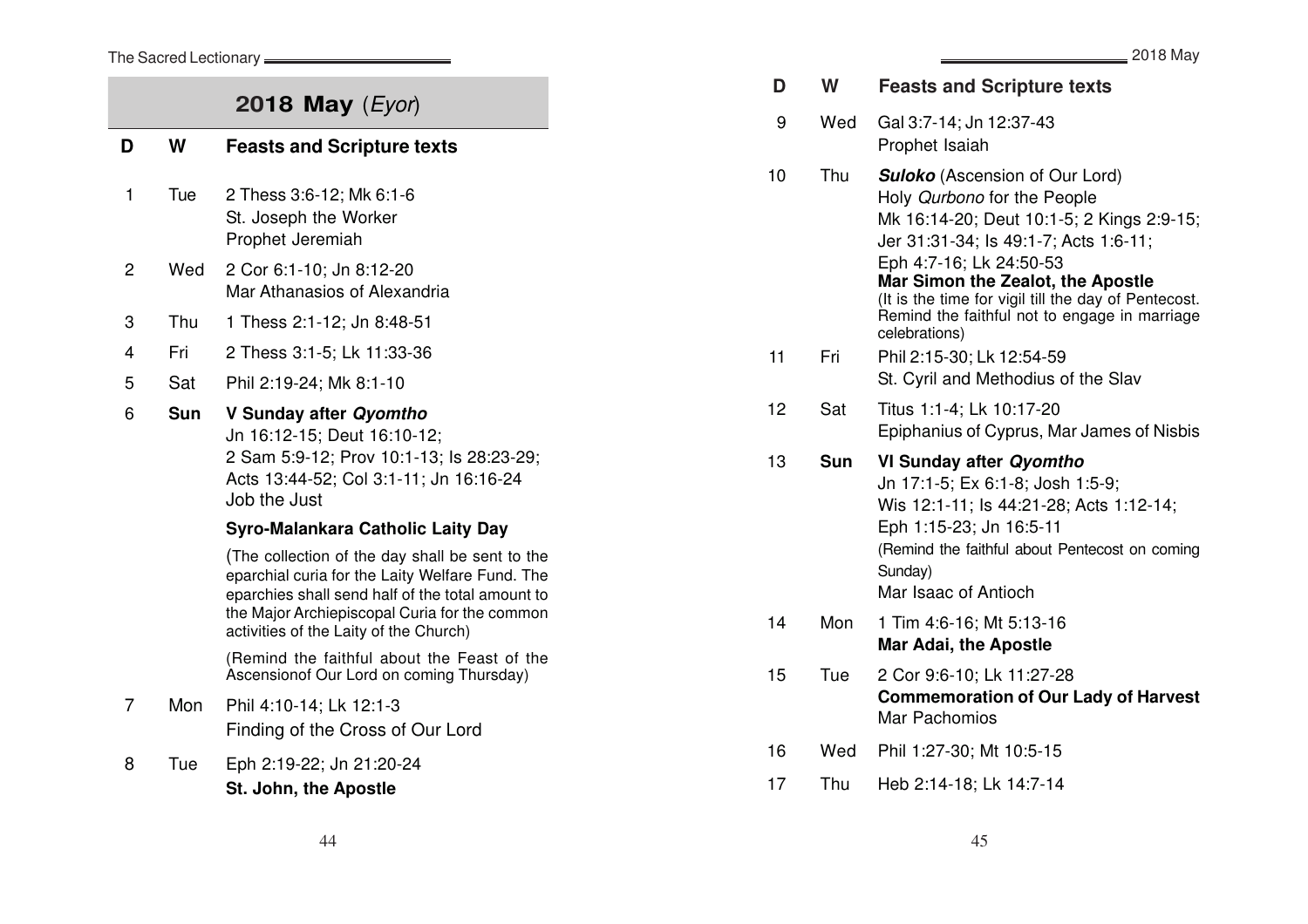## 2018 May (*Eyor*)

| D | W | Feasts and Scripture texts |
|---|---|---|
| 1 | Tue | 2 Thess 3:6-12; Mk 6:1-6<br>St. Joseph the Worker<br>Prophet Jeremiah |
| 2 | Wed | 2 Cor 6:1-10; Jn 8:12-20<br>Mar Athanasios of Alexandria |
| 3 | Thu | 1 Thess 2:1-12; Jn 8:48-51 |
| 4 | Fri | 2 Thess 3:1-5; Lk 11:33-36 |
| 5 | Sat | Phil 2:19-24; Mk 8:1-10 |
| 6 | **Sun** | **V Sunday after *Qyomtho***<br>Jn 16:12-15; Deut 16:10-12;<br>2 Sam 5:9-12; Prov 10:1-13; Is 28:23-29;<br>Acts 13:44-52; Col 3:1-11; Jn 16:16-24<br>Job the Just<br>**Syro-Malankara Catholic Laity Day**<br>(The collection of the day shall be sent to the eparchial curia for the Laity Welfare Fund. The eparchies shall send half of the total amount to the Major Archiepiscopal Curia for the common activities of the Laity of the Church)<br>(Remind the faithful about the Feast of the Ascensionof Our Lord on coming Thursday) |
| 7 | Mon | Phil 4:10-14; Lk 12:1-3<br>Finding of the Cross of Our Lord |
| 8 | Tue | Eph 2:19-22; Jn 21:20-24<br>**St. John, the Apostle** |
| 9 | Wed | Gal 3:7-14; Jn 12:37-43<br>Prophet Isaiah |
| 10 | Thu | ***Suloko*** (Ascension of Our Lord)<br>Holy *Qurbono* for the People<br>Mk 16:14-20; Deut 10:1-5; 2 Kings 2:9-15;<br>Jer 31:31-34; Is 49:1-7; Acts 1:6-11;<br>Eph 4:7-16; Lk 24:50-53<br>**Mar Simon the Zealot, the Apostle**<br>(It is the time for vigil till the day of Pentecost. Remind the faithful not to engage in marriage celebrations) |
| 11 | Fri | Phil 2:15-30; Lk 12:54-59<br>St. Cyril and Methodius of the Slav |
| 12 | Sat | Titus 1:1-4; Lk 10:17-20<br>Epiphanius of Cyprus, Mar James of Nisbis |
| 13 | **Sun** | **VI Sunday after *Qyomtho***<br>Jn 17:1-5; Ex 6:1-8; Josh 1:5-9;<br>Wis 12:1-11; Is 44:21-28; Acts 1:12-14;<br>Eph 1:15-23; Jn 16:5-11<br>(Remind the faithful about Pentecost on coming Sunday)<br>Mar Isaac of Antioch |
| 14 | Mon | 1 Tim 4:6-16; Mt 5:13-16<br>**Mar Adai, the Apostle** |
| 15 | Tue | 2 Cor 9:6-10; Lk 11:27-28<br>**Commemoration of Our Lady of Harvest**<br>Mar Pachomios |
| 16 | Wed | Phil 1:27-30; Mt 10:5-15 |
| 17 | Thu | Heb 2:14-18; Lk 14:7-14 |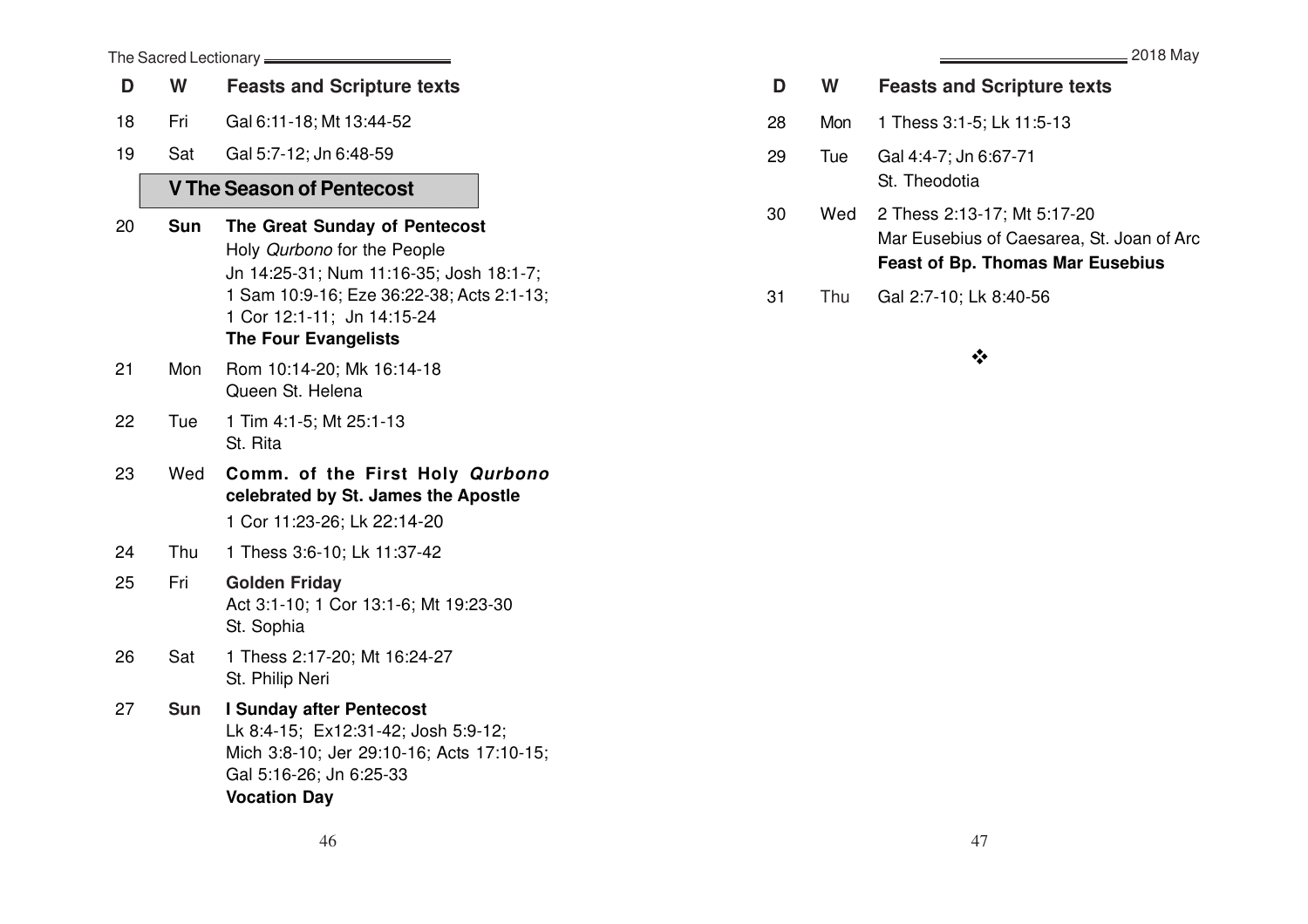| D | W | Feasts and Scripture texts |
|---|---|---|
| 18 | Fri | Gal 6:11-18; Mt 13:44-52 |
| 19 | Sat | Gal 5:7-12; Jn 6:48-59 |

## V The Season of Pentecost

| D | W | Feasts and Scripture texts |
|---|---|---|
| 20 | **Sun** | **The Great Sunday of Pentecost**<br>Holy *Qurbono* for the People<br>Jn 14:25-31; Num 11:16-35; Josh 18:1-7; 1 Sam 10:9-16; Eze 36:22-38; Acts 2:1-13; 1 Cor 12:1-11; Jn 14:15-24<br>**The Four Evangelists** |
| 21 | Mon | Rom 10:14-20; Mk 16:14-18<br>Queen St. Helena |
| 22 | Tue | 1 Tim 4:1-5; Mt 25:1-13<br>St. Rita |
| 23 | Wed | **Comm. of the First Holy *Qurbono* celebrated by St. James the Apostle**<br>1 Cor 11:23-26; Lk 22:14-20 |
| 24 | Thu | 1 Thess 3:6-10; Lk 11:37-42 |
| 25 | Fri | **Golden Friday**<br>Act 3:1-10; 1 Cor 13:1-6; Mt 19:23-30<br>St. Sophia |
| 26 | Sat | 1 Thess 2:17-20; Mt 16:24-27<br>St. Philip Neri |
| 27 | **Sun** | **I Sunday after Pentecost**<br>Lk 8:4-15; Ex12:31-42; Josh 5:9-12; Mich 3:8-10; Jer 29:10-16; Acts 17:10-15; Gal 5:16-26; Jn 6:25-33<br>**Vocation Day** |
| 28 | Mon | 1 Thess 3:1-5; Lk 11:5-13 |
| 29 | Tue | Gal 4:4-7; Jn 6:67-71<br>St. Theodotia |
| 30 | Wed | 2 Thess 2:13-17; Mt 5:17-20<br>Mar Eusebius of Caesarea, St. Joan of Arc<br>**Feast of Bp. Thomas Mar Eusebius** |
| 31 | Thu | Gal 2:7-10; Lk 8:40-56 |

❖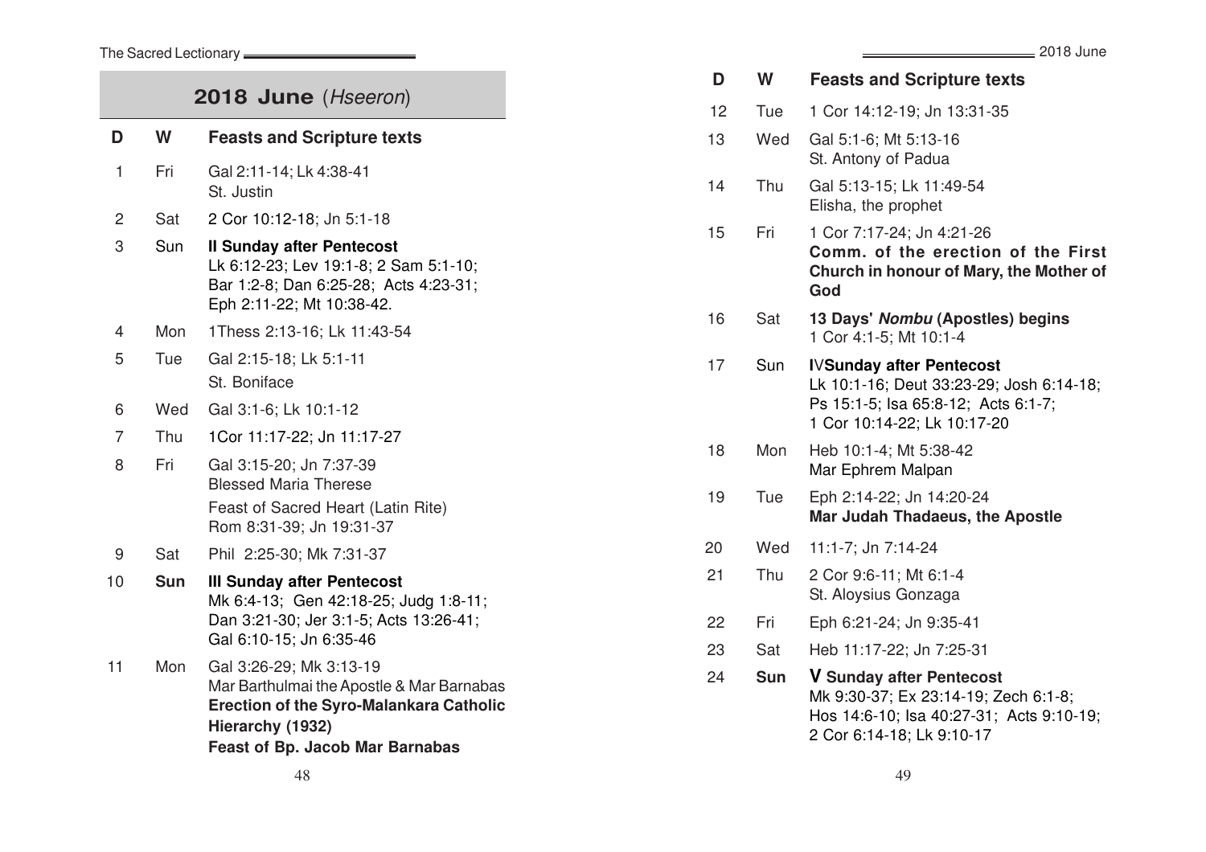## 2018 June (*Hseeron*)

| D | W | Feasts and Scripture texts |
|---|---|---|
| 1 | Fri | Gal 2:11-14; Lk 4:38-41<br>St. Justin |
| 2 | Sat | 2 Cor 10:12-18; Jn 5:1-18 |
| 3 | Sun | **II Sunday after Pentecost**<br>Lk 6:12-23; Lev 19:1-8; 2 Sam 5:1-10; Bar 1:2-8; Dan 6:25-28; Acts 4:23-31; Eph 2:11-22; Mt 10:38-42. |
| 4 | Mon | 1Thess 2:13-16; Lk 11:43-54 |
| 5 | Tue | Gal 2:15-18; Lk 5:1-11<br>St. Boniface |
| 6 | Wed | Gal 3:1-6; Lk 10:1-12 |
| 7 | Thu | 1Cor 11:17-22; Jn 11:17-27 |
| 8 | Fri | Gal 3:15-20; Jn 7:37-39<br>Blessed Maria Therese<br>Feast of Sacred Heart (Latin Rite)<br>Rom 8:31-39; Jn 19:31-37 |
| 9 | Sat | Phil 2:25-30; Mk 7:31-37 |
| 10 | **Sun** | **III Sunday after Pentecost**<br>Mk 6:4-13; Gen 42:18-25; Judg 1:8-11; Dan 3:21-30; Jer 3:1-5; Acts 13:26-41; Gal 6:10-15; Jn 6:35-46 |
| 11 | Mon | Gal 3:26-29; Mk 3:13-19<br>Mar Barthulmai the Apostle & Mar Barnabas<br>**Erection of the Syro-Malankara Catholic Hierarchy (1932)**<br>**Feast of Bp. Jacob Mar Barnabas** |
| 12 | Tue | 1 Cor 14:12-19; Jn 13:31-35 |
| 13 | Wed | Gal 5:1-6; Mt 5:13-16<br>St. Antony of Padua |
| 14 | Thu | Gal 5:13-15; Lk 11:49-54<br>Elisha, the prophet |
| 15 | Fri | 1 Cor 7:17-24; Jn 4:21-26<br>**Comm. of the erection of the First Church in honour of Mary, the Mother of God** |
| 16 | Sat | **13 Days' *Nombu* (Apostles) begins**<br>1 Cor 4:1-5; Mt 10:1-4 |
| 17 | Sun | **IVSunday after Pentecost**<br>Lk 10:1-16; Deut 33:23-29; Josh 6:14-18; Ps 15:1-5; Isa 65:8-12; Acts 6:1-7; 1 Cor 10:14-22; Lk 10:17-20 |
| 18 | Mon | Heb 10:1-4; Mt 5:38-42<br>Mar Ephrem Malpan |
| 19 | Tue | Eph 2:14-22; Jn 14:20-24<br>**Mar Judah Thadaeus, the Apostle** |
| 20 | Wed | 11:1-7; Jn 7:14-24 |
| 21 | Thu | 2 Cor 9:6-11; Mt 6:1-4<br>St. Aloysius Gonzaga |
| 22 | Fri | Eph 6:21-24; Jn 9:35-41 |
| 23 | Sat | Heb 11:17-22; Jn 7:25-31 |
| 24 | **Sun** | **V Sunday after Pentecost**<br>Mk 9:30-37; Ex 23:14-19; Zech 6:1-8; Hos 14:6-10; Isa 40:27-31; Acts 9:10-19; 2 Cor 6:14-18; Lk 9:10-17 |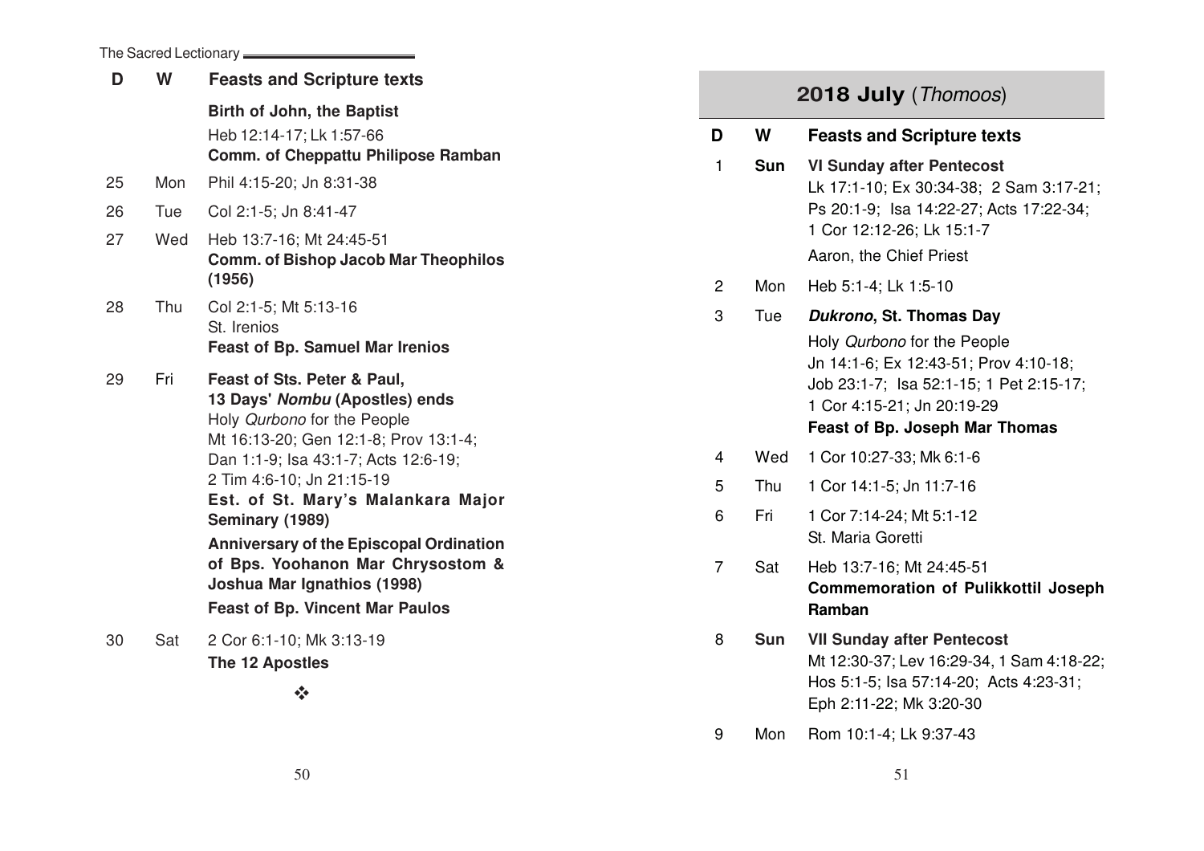| D | W | Feasts and Scripture texts |
|---|---|---|
| | | **Birth of John, the Baptist**<br>Heb 12:14-17; Lk 1:57-66<br>**Comm. of Cheppattu Philipose Ramban** |
| 25 | Mon | Phil 4:15-20; Jn 8:31-38 |
| 26 | Tue | Col 2:1-5; Jn 8:41-47 |
| 27 | Wed | Heb 13:7-16; Mt 24:45-51<br>**Comm. of Bishop Jacob Mar Theophilos (1956)** |
| 28 | Thu | Col 2:1-5; Mt 5:13-16<br>St. Irenios<br>**Feast of Bp. Samuel Mar Irenios** |
| 29 | Fri | **Feast of Sts. Peter & Paul,**<br>**13 Days' *Nombu* (Apostles) ends**<br>Holy *Qurbono* for the People<br>Mt 16:13-20; Gen 12:1-8; Prov 13:1-4; Dan 1:1-9; Isa 43:1-7; Acts 12:6-19; 2 Tim 4:6-10; Jn 21:15-19<br>**Est. of St. Mary's Malankara Major Seminary (1989)**<br>**Anniversary of the Episcopal Ordination of Bps. Yoohanon Mar Chrysostom & Joshua Mar Ignathios (1998)**<br>**Feast of Bp. Vincent Mar Paulos** |
| 30 | Sat | 2 Cor 6:1-10; Mk 3:13-19<br>**The 12 Apostles** |

❖

## 2018 July (*Thomoos*)

| D | W | Feasts and Scripture texts |
|---|---|---|
| 1 | **Sun** | **VI Sunday after Pentecost**<br>Lk 17:1-10; Ex 30:34-38; 2 Sam 3:17-21; Ps 20:1-9; Isa 14:22-27; Acts 17:22-34; 1 Cor 12:12-26; Lk 15:1-7<br>Aaron, the Chief Priest |
| 2 | Mon | Heb 5:1-4; Lk 1:5-10 |
| 3 | Tue | ***Dukrono*, St. Thomas Day**<br>Holy *Qurbono* for the People<br>Jn 14:1-6; Ex 12:43-51; Prov 4:10-18; Job 23:1-7; Isa 52:1-15; 1 Pet 2:15-17; 1 Cor 4:15-21; Jn 20:19-29<br>**Feast of Bp. Joseph Mar Thomas** |
| 4 | Wed | 1 Cor 10:27-33; Mk 6:1-6 |
| 5 | Thu | 1 Cor 14:1-5; Jn 11:7-16 |
| 6 | Fri | 1 Cor 7:14-24; Mt 5:1-12<br>St. Maria Goretti |
| 7 | Sat | Heb 13:7-16; Mt 24:45-51<br>**Commemoration of Pulikkottil Joseph Ramban** |
| 8 | **Sun** | **VII Sunday after Pentecost**<br>Mt 12:30-37; Lev 16:29-34, 1 Sam 4:18-22; Hos 5:1-5; Isa 57:14-20; Acts 4:23-31; Eph 2:11-22; Mk 3:20-30 |
| 9 | Mon | Rom 10:1-4; Lk 9:37-43 |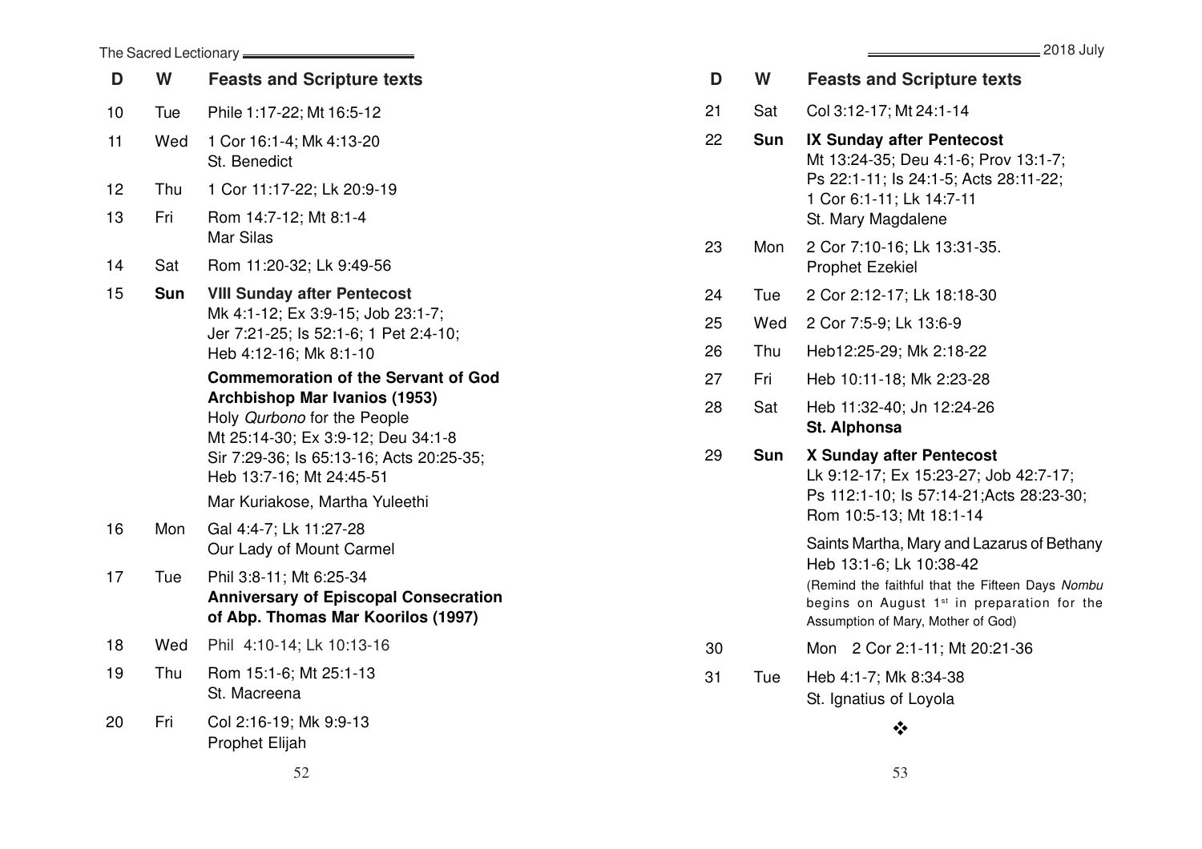| D | W | Feasts and Scripture texts |
|---|---|---|
| 10 | Tue | Phile 1:17-22; Mt 16:5-12 |
| 11 | Wed | 1 Cor 16:1-4; Mk 4:13-20<br>St. Benedict |
| 12 | Thu | 1 Cor 11:17-22; Lk 20:9-19 |
| 13 | Fri | Rom 14:7-12; Mt 8:1-4<br>Mar Silas |
| 14 | Sat | Rom 11:20-32; Lk 9:49-56 |
| 15 | **Sun** | **VIII Sunday after Pentecost**<br>Mk 4:1-12; Ex 3:9-15; Job 23:1-7;<br>Jer 7:21-25; Is 52:1-6; 1 Pet 2:4-10;<br>Heb 4:12-16; Mk 8:1-10<br>**Commemoration of the Servant of God Archbishop Mar Ivanios (1953)**<br>Holy *Qurbono* for the People<br>Mt 25:14-30; Ex 3:9-12; Deu 34:1-8<br>Sir 7:29-36; Is 65:13-16; Acts 20:25-35;<br>Heb 13:7-16; Mt 24:45-51<br>Mar Kuriakose, Martha Yuleethi |
| 16 | Mon | Gal 4:4-7; Lk 11:27-28<br>Our Lady of Mount Carmel |
| 17 | Tue | Phil 3:8-11; Mt 6:25-34<br>**Anniversary of Episcopal Consecration of Abp. Thomas Mar Koorilos (1997)** |
| 18 | Wed | Phil 4:10-14; Lk 10:13-16 |
| 19 | Thu | Rom 15:1-6; Mt 25:1-13<br>St. Macreena |
| 20 | Fri | Col 2:16-19; Mk 9:9-13<br>Prophet Elijah |
| 21 | Sat | Col 3:12-17; Mt 24:1-14 |
| 22 | **Sun** | **IX Sunday after Pentecost**<br>Mt 13:24-35; Deu 4:1-6; Prov 13:1-7;<br>Ps 22:1-11; Is 24:1-5; Acts 28:11-22;<br>1 Cor 6:1-11; Lk 14:7-11<br>St. Mary Magdalene |
| 23 | Mon | 2 Cor 7:10-16; Lk 13:31-35.<br>Prophet Ezekiel |
| 24 | Tue | 2 Cor 2:12-17; Lk 18:18-30 |
| 25 | Wed | 2 Cor 7:5-9; Lk 13:6-9 |
| 26 | Thu | Heb12:25-29; Mk 2:18-22 |
| 27 | Fri | Heb 10:11-18; Mk 2:23-28 |
| 28 | Sat | Heb 11:32-40; Jn 12:24-26<br>**St. Alphonsa** |
| 29 | **Sun** | **X Sunday after Pentecost**<br>Lk 9:12-17; Ex 15:23-27; Job 42:7-17;<br>Ps 112:1-10; Is 57:14-21;Acts 28:23-30;<br>Rom 10:5-13; Mt 18:1-14<br>Saints Martha, Mary and Lazarus of Bethany<br>Heb 13:1-6; Lk 10:38-42<br>(Remind the faithful that the Fifteen Days *Nombu* begins on August 1st in preparation for the Assumption of Mary, Mother of God) |
| 30 | | Mon 2 Cor 2:1-11; Mt 20:21-36 |
| 31 | Tue | Heb 4:1-7; Mk 8:34-38<br>St. Ignatius of Loyola |

❖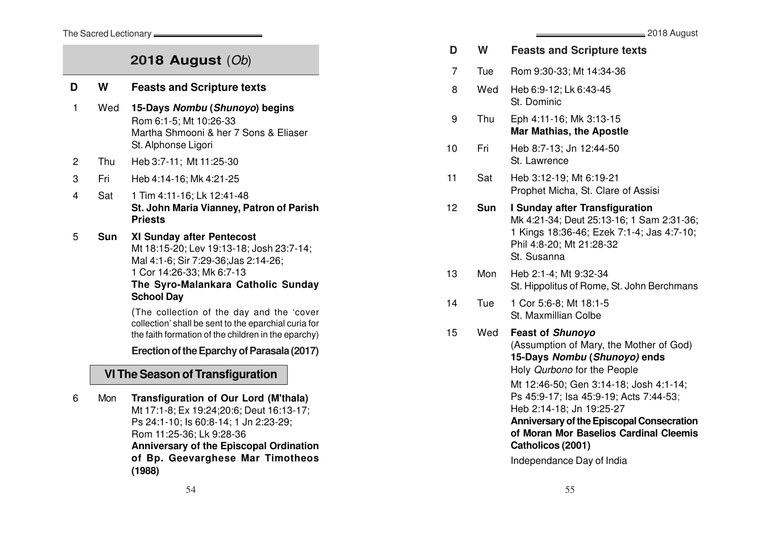## 2018 August (*Ob*)

| D | W | Feasts and Scripture texts |
|---|---|---|
| 1 | Wed | **15-Days *Nombu* (*Shunoyo*) begins**<br>Rom 6:1-5; Mt 10:26-33<br>Martha Shmooni & her 7 Sons & Eliaser<br>St. Alphonse Ligori |
| 2 | Thu | Heb 3:7-11; Mt 11:25-30 |
| 3 | Fri | Heb 4:14-16; Mk 4:21-25 |
| 4 | Sat | 1 Tim 4:11-16; Lk 12:41-48<br>**St. John Maria Vianney, Patron of Parish Priests** |
| 5 | **Sun** | **XI Sunday after Pentecost**<br>Mt 18:15-20; Lev 19:13-18; Josh 23:7-14; Mal 4:1-6; Sir 7:29-36;Jas 2:14-26; 1 Cor 14:26-33; Mk 6:7-13<br>**The Syro-Malankara Catholic Sunday School Day**<br>(The collection of the day and the 'cover collection' shall be sent to the eparchial curia for the faith formation of the children in the eparchy)<br>**Erection of the Eparchy of Parasala (2017)** |

### VI The Season of Transfiguration

| D | W | Feasts and Scripture texts |
|---|---|---|
| 6 | Mon | **Transfiguration of Our Lord (M'thala)**<br>Mt 17:1-8; Ex 19:24;20:6; Deut 16:13-17; Ps 24:1-10; Is 60:8-14; 1 Jn 2:23-29; Rom 11:25-36; Lk 9:28-36<br>**Anniversary of the Episcopal Ordination of Bp. Geevarghese Mar Timotheos (1988)** |
| 7 | Tue | Rom 9:30-33; Mt 14:34-36 |
| 8 | Wed | Heb 6:9-12; Lk 6:43-45<br>St. Dominic |
| 9 | Thu | Eph 4:11-16; Mk 3:13-15<br>**Mar Mathias, the Apostle** |
| 10 | Fri | Heb 8:7-13; Jn 12:44-50<br>St. Lawrence |
| 11 | Sat | Heb 3:12-19; Mt 6:19-21<br>Prophet Micha, St. Clare of Assisi |
| 12 | **Sun** | **I Sunday after Transfiguration**<br>Mk 4:21-34; Deut 25:13-16; 1 Sam 2:31-36; 1 Kings 18:36-46; Ezek 7:1-4; Jas 4:7-10; Phil 4:8-20; Mt 21:28-32<br>St. Susanna |
| 13 | Mon | Heb 2:1-4; Mt 9:32-34<br>St. Hippolitus of Rome, St. John Berchmans |
| 14 | Tue | 1 Cor 5:6-8; Mt 18:1-5<br>St. Maxmillian Colbe |
| 15 | Wed | **Feast of *Shunoyo***<br>(Assumption of Mary, the Mother of God)<br>**15-Days *Nombu* (*Shunoyo)* ends**<br>Holy *Qurbono* for the People<br>Mt 12:46-50; Gen 3:14-18; Josh 4:1-14; Ps 45:9-17; Isa 45:9-19; Acts 7:44-53; Heb 2:14-18; Jn 19:25-27<br>**Anniversary of the Episcopal Consecration of Moran Mor Baselios Cardinal Cleemis Catholicos (2001)**<br>Independance Day of India |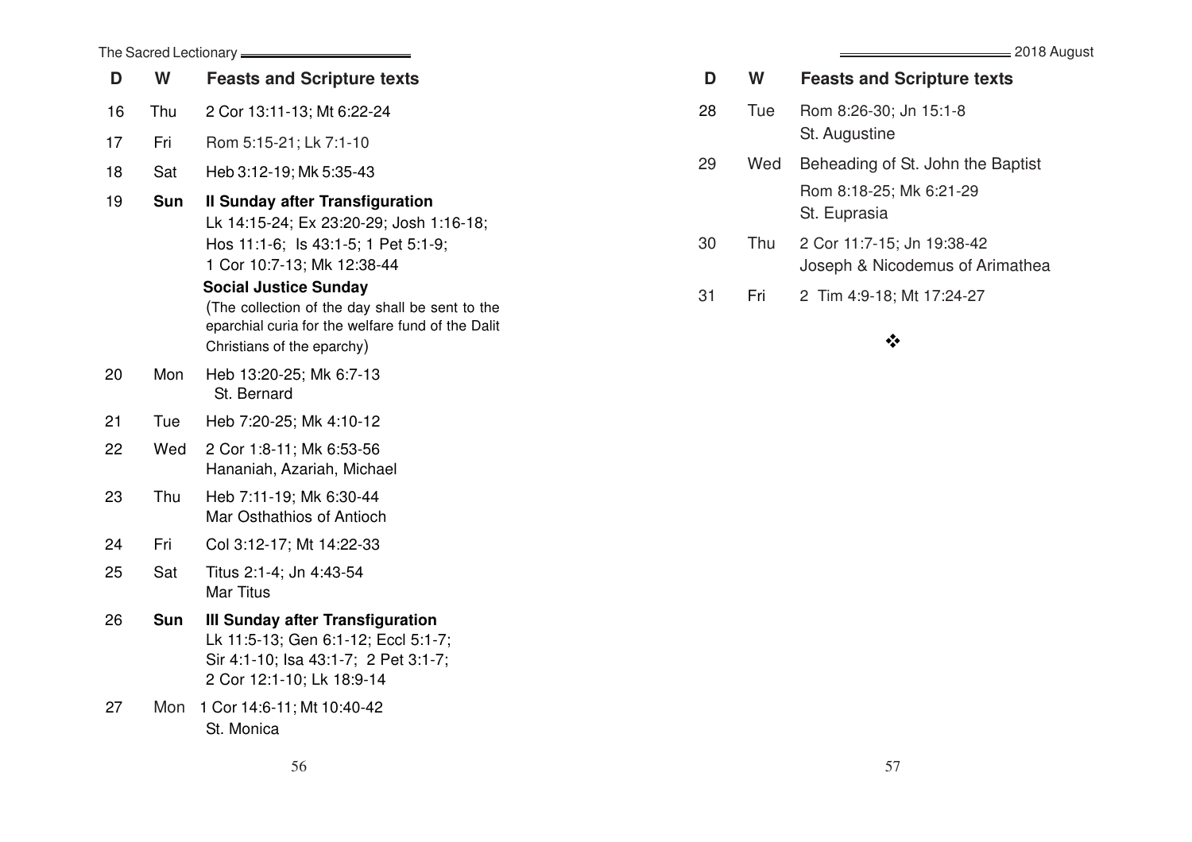| D | W | Feasts and Scripture texts |
|---|---|---|
| 16 | Thu | 2 Cor 13:11-13; Mt 6:22-24 |
| 17 | Fri | Rom 5:15-21; Lk 7:1-10 |
| 18 | Sat | Heb 3:12-19; Mk 5:35-43 |
| 19 | **Sun** | **II Sunday after Transfiguration**<br>Lk 14:15-24; Ex 23:20-29; Josh 1:16-18; Hos 11:1-6; Is 43:1-5; 1 Pet 5:1-9; 1 Cor 10:7-13; Mk 12:38-44<br>**Social Justice Sunday**<br>(The collection of the day shall be sent to the eparchial curia for the welfare fund of the Dalit Christians of the eparchy) |
| 20 | Mon | Heb 13:20-25; Mk 6:7-13<br>St. Bernard |
| 21 | Tue | Heb 7:20-25; Mk 4:10-12 |
| 22 | Wed | 2 Cor 1:8-11; Mk 6:53-56<br>Hananiah, Azariah, Michael |
| 23 | Thu | Heb 7:11-19; Mk 6:30-44<br>Mar Osthathios of Antioch |
| 24 | Fri | Col 3:12-17; Mt 14:22-33 |
| 25 | Sat | Titus 2:1-4; Jn 4:43-54<br>Mar Titus |
| 26 | **Sun** | **III Sunday after Transfiguration**<br>Lk 11:5-13; Gen 6:1-12; Eccl 5:1-7; Sir 4:1-10; Isa 43:1-7; 2 Pet 3:1-7; 2 Cor 12:1-10; Lk 18:9-14 |
| 27 | Mon | 1 Cor 14:6-11; Mt 10:40-42<br>St. Monica |
| 28 | Tue | Rom 8:26-30; Jn 15:1-8<br>St. Augustine |
| 29 | Wed | Beheading of St. John the Baptist<br>Rom 8:18-25; Mk 6:21-29<br>St. Euprasia |
| 30 | Thu | 2 Cor 11:7-15; Jn 19:38-42<br>Joseph & Nicodemus of Arimathea |
| 31 | Fri | 2 Tim 4:9-18; Mt 17:24-27 |

❖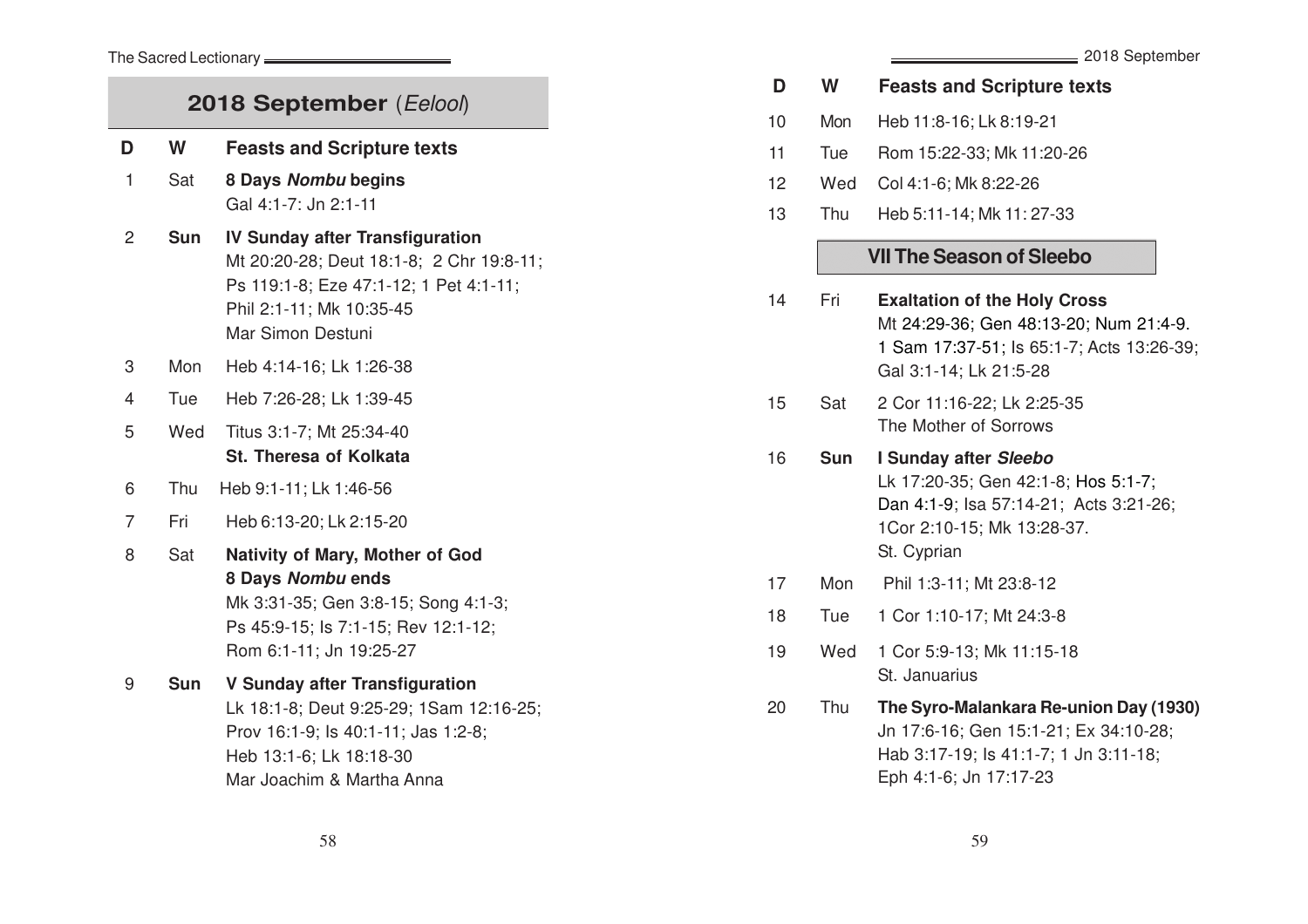## 2018 September (*Eelool*)

| D | W | Feasts and Scripture texts |
|---|---|---|
| 1 | Sat | **8 Days *Nombu* begins**<br>Gal 4:1-7: Jn 2:1-11 |
| 2 | **Sun** | **IV Sunday after Transfiguration**<br>Mt 20:20-28; Deut 18:1-8; 2 Chr 19:8-11; Ps 119:1-8; Eze 47:1-12; 1 Pet 4:1-11; Phil 2:1-11; Mk 10:35-45<br>Mar Simon Destuni |
| 3 | Mon | Heb 4:14-16; Lk 1:26-38 |
| 4 | Tue | Heb 7:26-28; Lk 1:39-45 |
| 5 | Wed | Titus 3:1-7; Mt 25:34-40<br>**St. Theresa of Kolkata** |
| 6 | Thu | Heb 9:1-11; Lk 1:46-56 |
| 7 | Fri | Heb 6:13-20; Lk 2:15-20 |
| 8 | Sat | **Nativity of Mary, Mother of God**<br>**8 Days *Nombu* ends**<br>Mk 3:31-35; Gen 3:8-15; Song 4:1-3; Ps 45:9-15; Is 7:1-15; Rev 12:1-12; Rom 6:1-11; Jn 19:25-27 |
| 9 | **Sun** | **V Sunday after Transfiguration**<br>Lk 18:1-8; Deut 9:25-29; 1Sam 12:16-25; Prov 16:1-9; Is 40:1-11; Jas 1:2-8; Heb 13:1-6; Lk 18:18-30<br>Mar Joachim & Martha Anna |
| 10 | Mon | Heb 11:8-16; Lk 8:19-21 |
| 11 | Tue | Rom 15:22-33; Mk 11:20-26 |
| 12 | Wed | Col 4:1-6; Mk 8:22-26 |
| 13 | Thu | Heb 5:11-14; Mk 11: 27-33 |

### VII The Season of Sleebo

| D | W | Feasts and Scripture texts |
|---|---|---|
| 14 | Fri | **Exaltation of the Holy Cross**<br>Mt 24:29-36; Gen 48:13-20; Num 21:4-9. 1 Sam 17:37-51; Is 65:1-7; Acts 13:26-39; Gal 3:1-14; Lk 21:5-28 |
| 15 | Sat | 2 Cor 11:16-22; Lk 2:25-35<br>The Mother of Sorrows |
| 16 | **Sun** | **I Sunday after *Sleebo***<br>Lk 17:20-35; Gen 42:1-8; Hos 5:1-7; Dan 4:1-9; Isa 57:14-21; Acts 3:21-26; 1Cor 2:10-15; Mk 13:28-37.<br>St. Cyprian |
| 17 | Mon | Phil 1:3-11; Mt 23:8-12 |
| 18 | Tue | 1 Cor 1:10-17; Mt 24:3-8 |
| 19 | Wed | 1 Cor 5:9-13; Mk 11:15-18<br>St. Januarius |
| 20 | Thu | **The Syro-Malankara Re-union Day (1930)**<br>Jn 17:6-16; Gen 15:1-21; Ex 34:10-28; Hab 3:17-19; Is 41:1-7; 1 Jn 3:11-18; Eph 4:1-6; Jn 17:17-23 |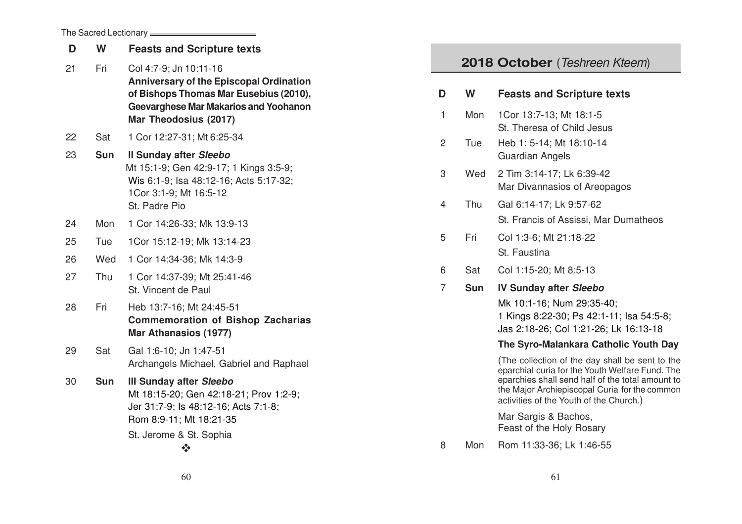| D | W | Feasts and Scripture texts |
|---|---|---|
| 21 | Fri | Col 4:7-9; Jn 10:11-16<br>**Anniversary of the Episcopal Ordination of Bishops Thomas Mar Eusebius (2010), Geevarghese Mar Makarios and Yoohanon Mar Theodosius (2017)** |
| 22 | Sat | 1 Cor 12:27-31; Mt 6:25-34 |
| 23 | **Sun** | **II Sunday after *Sleebo***<br>Mt 15:1-9; Gen 42:9-17; 1 Kings 3:5-9; Wis 6:1-9; Isa 48:12-16; Acts 5:17-32; 1Cor 3:1-9; Mt 16:5-12<br>St. Padre Pio |
| 24 | Mon | 1 Cor 14:26-33; Mk 13:9-13 |
| 25 | Tue | 1Cor 15:12-19; Mk 13:14-23 |
| 26 | Wed | 1 Cor 14:34-36; Mk 14:3-9 |
| 27 | Thu | 1 Cor 14:37-39; Mt 25:41-46<br>St. Vincent de Paul |
| 28 | Fri | Heb 13:7-16; Mt 24:45-51<br>**Commemoration of Bishop Zacharias Mar Athanasios (1977)** |
| 29 | Sat | Gal 1:6-10; Jn 1:47-51<br>Archangels Michael, Gabriel and Raphael |
| 30 | **Sun** | **III Sunday after *Sleebo***<br>Mt 18:15-20; Gen 42:18-21; Prov 1:2-9; Jer 31:7-9; Is 48:12-16; Acts 7:1-8; Rom 8:9-11; Mt 18:21-35<br>St. Jerome & St. Sophia |

❖

## 2018 October (*Teshreen Kteem*)

| D | W | Feasts and Scripture texts |
|---|---|---|
| 1 | Mon | 1Cor 13:7-13; Mt 18:1-5<br>St. Theresa of Child Jesus |
| 2 | Tue | Heb 1: 5-14; Mt 18:10-14<br>Guardian Angels |
| 3 | Wed | 2 Tim 3:14-17; Lk 6:39-42<br>Mar Divannasios of Areopagos |
| 4 | Thu | Gal 6:14-17; Lk 9:57-62<br>St. Francis of Assissi, Mar Dumatheos |
| 5 | Fri | Col 1:3-6; Mt 21:18-22<br>St. Faustina |
| 6 | Sat | Col 1:15-20; Mt 8:5-13 |
| 7 | **Sun** | **IV Sunday after *Sleebo***<br>Mk 10:1-16; Num 29:35-40; 1 Kings 8:22-30; Ps 42:1-11; Isa 54:5-8; Jas 2:18-26; Col 1:21-26; Lk 16:13-18<br>**The Syro-Malankara Catholic Youth Day**<br>(The collection of the day shall be sent to the eparchial curia for the Youth Welfare Fund. The eparchies shall send half of the total amount to the Major Archiepiscopal Curia for the common activities of the Youth of the Church.)<br>Mar Sargis & Bachos,<br>Feast of the Holy Rosary |
| 8 | Mon | Rom 11:33-36; Lk 1:46-55 |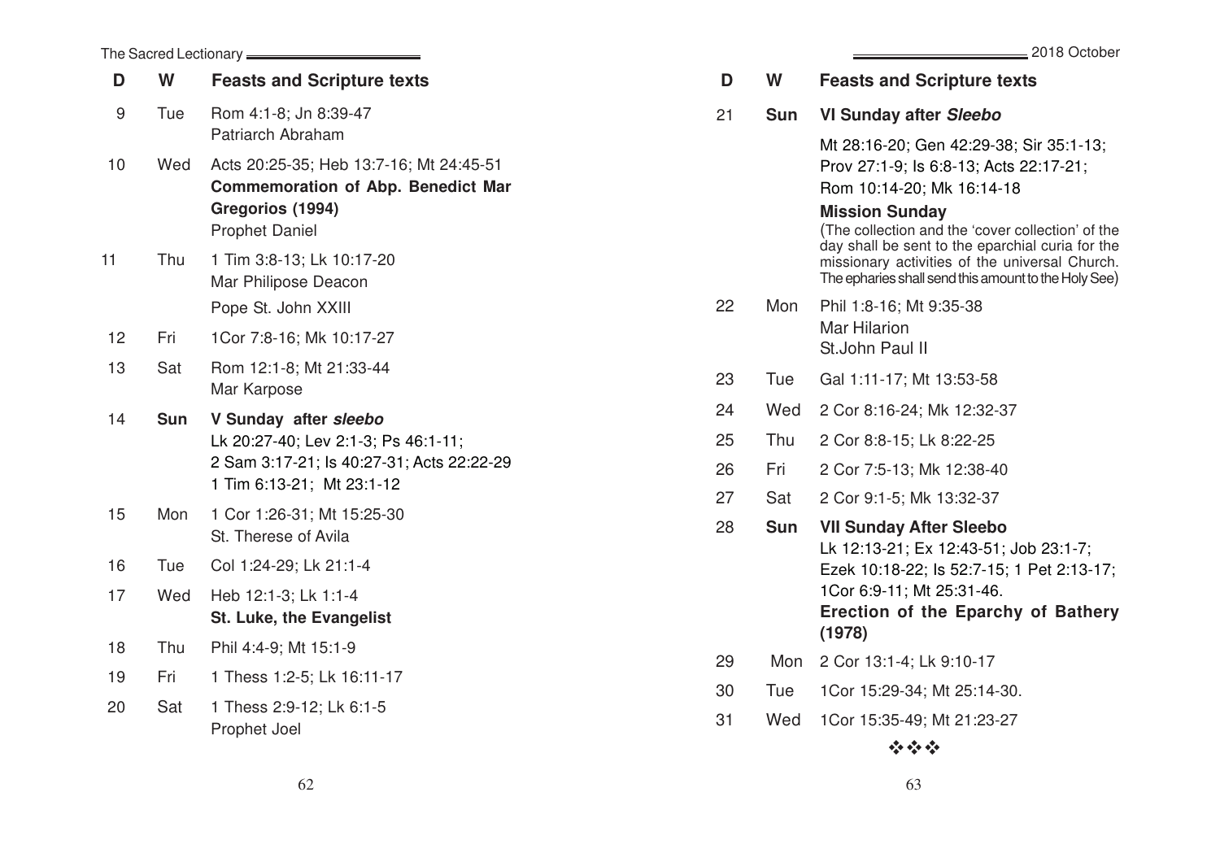| D | W | Feasts and Scripture texts |
|---|---|---|
| 9 | Tue | Rom 4:1-8; Jn 8:39-47<br>Patriarch Abraham |
| 10 | Wed | Acts 20:25-35; Heb 13:7-16; Mt 24:45-51<br>**Commemoration of Abp. Benedict Mar Gregorios (1994)**<br>Prophet Daniel |
| 11 | Thu | 1 Tim 3:8-13; Lk 10:17-20<br>Mar Philipose Deacon<br>Pope St. John XXIII |
| 12 | Fri | 1Cor 7:8-16; Mk 10:17-27 |
| 13 | Sat | Rom 12:1-8; Mt 21:33-44<br>Mar Karpose |
| 14 | **Sun** | **V Sunday after *sleebo***<br>Lk 20:27-40; Lev 2:1-3; Ps 46:1-11;<br>2 Sam 3:17-21; Is 40:27-31; Acts 22:22-29<br>1 Tim 6:13-21; Mt 23:1-12 |
| 15 | Mon | 1 Cor 1:26-31; Mt 15:25-30<br>St. Therese of Avila |
| 16 | Tue | Col 1:24-29; Lk 21:1-4 |
| 17 | Wed | Heb 12:1-3; Lk 1:1-4<br>**St. Luke, the Evangelist** |
| 18 | Thu | Phil 4:4-9; Mt 15:1-9 |
| 19 | Fri | 1 Thess 1:2-5; Lk 16:11-17 |
| 20 | Sat | 1 Thess 2:9-12; Lk 6:1-5<br>Prophet Joel |
| 21 | **Sun** | **VI Sunday after *Sleebo***<br>Mt 28:16-20; Gen 42:29-38; Sir 35:1-13;<br>Prov 27:1-9; Is 6:8-13; Acts 22:17-21;<br>Rom 10:14-20; Mk 16:14-18<br>**Mission Sunday**<br>(The collection and the 'cover collection' of the day shall be sent to the eparchial curia for the missionary activities of the universal Church. The epharies shall send this amount to the Holy See) |
| 22 | Mon | Phil 1:8-16; Mt 9:35-38<br>Mar Hilarion<br>St.John Paul II |
| 23 | Tue | Gal 1:11-17; Mt 13:53-58 |
| 24 | Wed | 2 Cor 8:16-24; Mk 12:32-37 |
| 25 | Thu | 2 Cor 8:8-15; Lk 8:22-25 |
| 26 | Fri | 2 Cor 7:5-13; Mk 12:38-40 |
| 27 | Sat | 2 Cor 9:1-5; Mk 13:32-37 |
| 28 | **Sun** | **VII Sunday After Sleebo**<br>Lk 12:13-21; Ex 12:43-51; Job 23:1-7;<br>Ezek 10:18-22; Is 52:7-15; 1 Pet 2:13-17;<br>1Cor 6:9-11; Mt 25:31-46.<br>**Erection of the Eparchy of Bathery (1978)** |
| 29 | Mon | 2 Cor 13:1-4; Lk 9:10-17 |
| 30 | Tue | 1Cor 15:29-34; Mt 25:14-30. |
| 31 | Wed | 1Cor 15:35-49; Mt 21:23-27 |

❖❖❖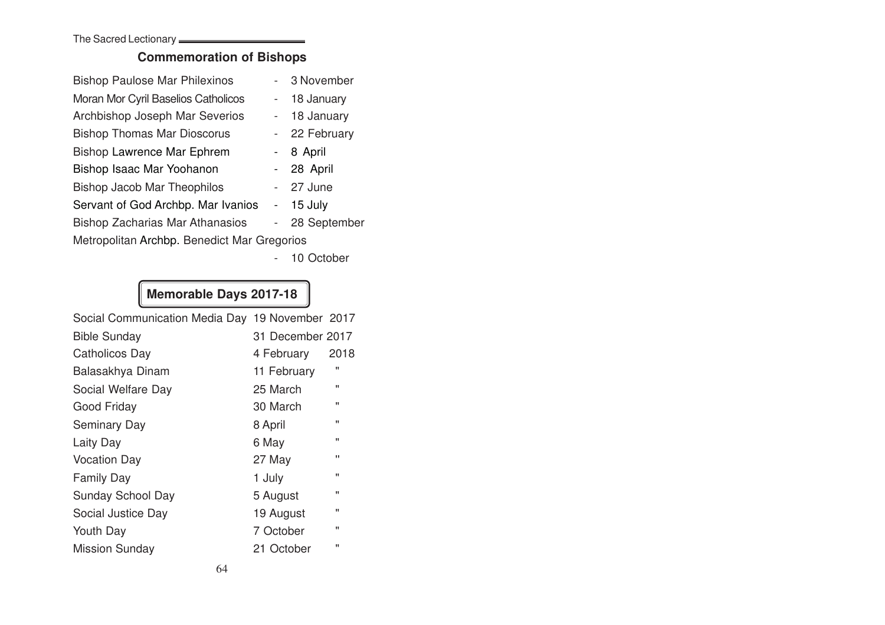## Commemoration of Bishops

| | | |
|---|---|---|
| Bishop Paulose Mar Philexinos | - | 3 November |
| Moran Mor Cyril Baselios Catholicos | - | 18 January |
| Archbishop Joseph Mar Severios | - | 18 January |
| Bishop Thomas Mar Dioscorus | - | 22 February |
| Bishop Lawrence Mar Ephrem | - | 8 April |
| Bishop Isaac Mar Yoohanon | - | 28 April |
| Bishop Jacob Mar Theophilos | - | 27 June |
| Servant of God Archbp. Mar Ivanios | - | 15 July |
| Bishop Zacharias Mar Athanasios | - | 28 September |
| Metropolitan Archbp. Benedict Mar Gregorios | - | 10 October |

## Memorable Days 2017-18

| | | |
|---|---|---|
| Social Communication Media Day | 19 November | 2017 |
| Bible Sunday | 31 December | 2017 |
| Catholicos Day | 4 February | 2018 |
| Balasakhya Dinam | 11 February | " |
| Social Welfare Day | 25 March | " |
| Good Friday | 30 March | " |
| Seminary Day | 8 April | " |
| Laity Day | 6 May | " |
| Vocation Day | 27 May | " |
| Family Day | 1 July | " |
| Sunday School Day | 5 August | " |
| Social Justice Day | 19 August | " |
| Youth Day | 7 October | " |
| Mission Sunday | 21 October | " |